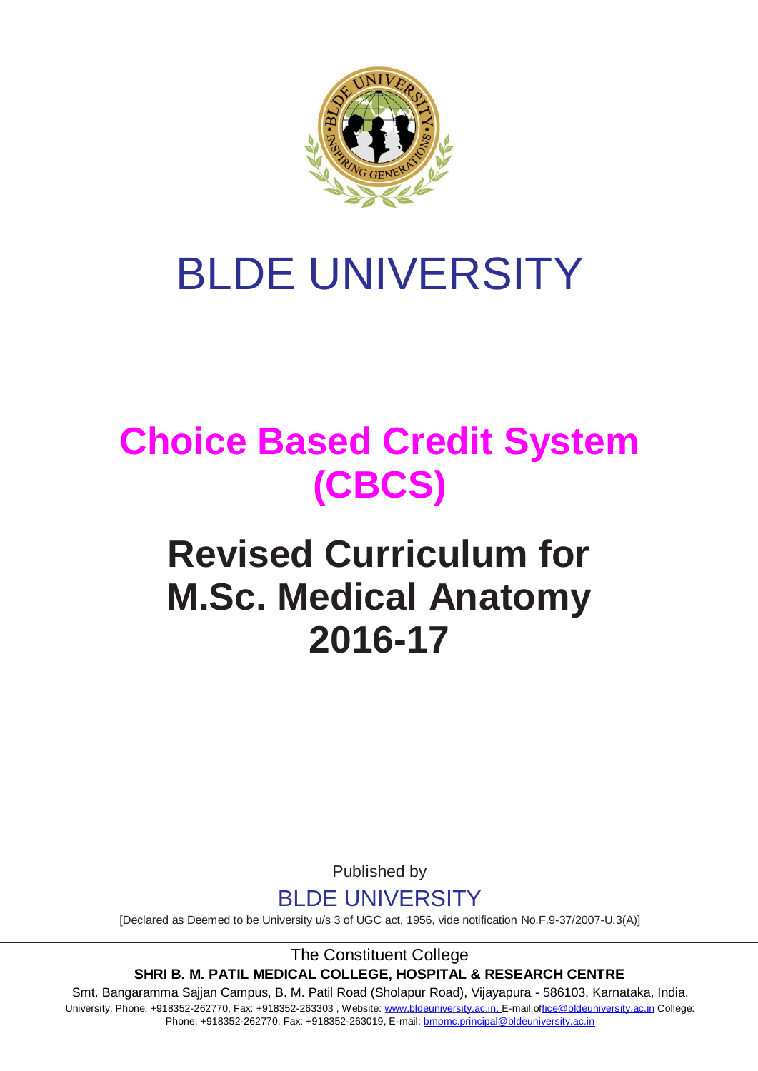# BLDE UNIVERSITY

## Choice Based Credit System (CBCS)

# Revised Curriculum for M.Sc. Medical Anatomy 2016-17

Published by

BLDE UNIVERSITY

[Declared as Deemed to be University u/s 3 of UGC act, 1956, vide notification No.F.9-37/2007-U.3(A)]

The Constituent College

**SHRI B. M. PATIL MEDICAL COLLEGE, HOSPITAL & RESEARCH CENTRE**

Smt. Bangaramma Sajjan Campus, B. M. Patil Road (Sholapur Road), Vijayapura - 586103, Karnataka, India.

University: Phone: +918352-262770, Fax: +918352-263303 , Website: www.bldeuniversity.ac.in, E-mail:office@bldeuniversity.ac.in College: Phone: +918352-262770, Fax: +918352-263019, E-mail: bmpmc.principal@bldeuniversity.ac.in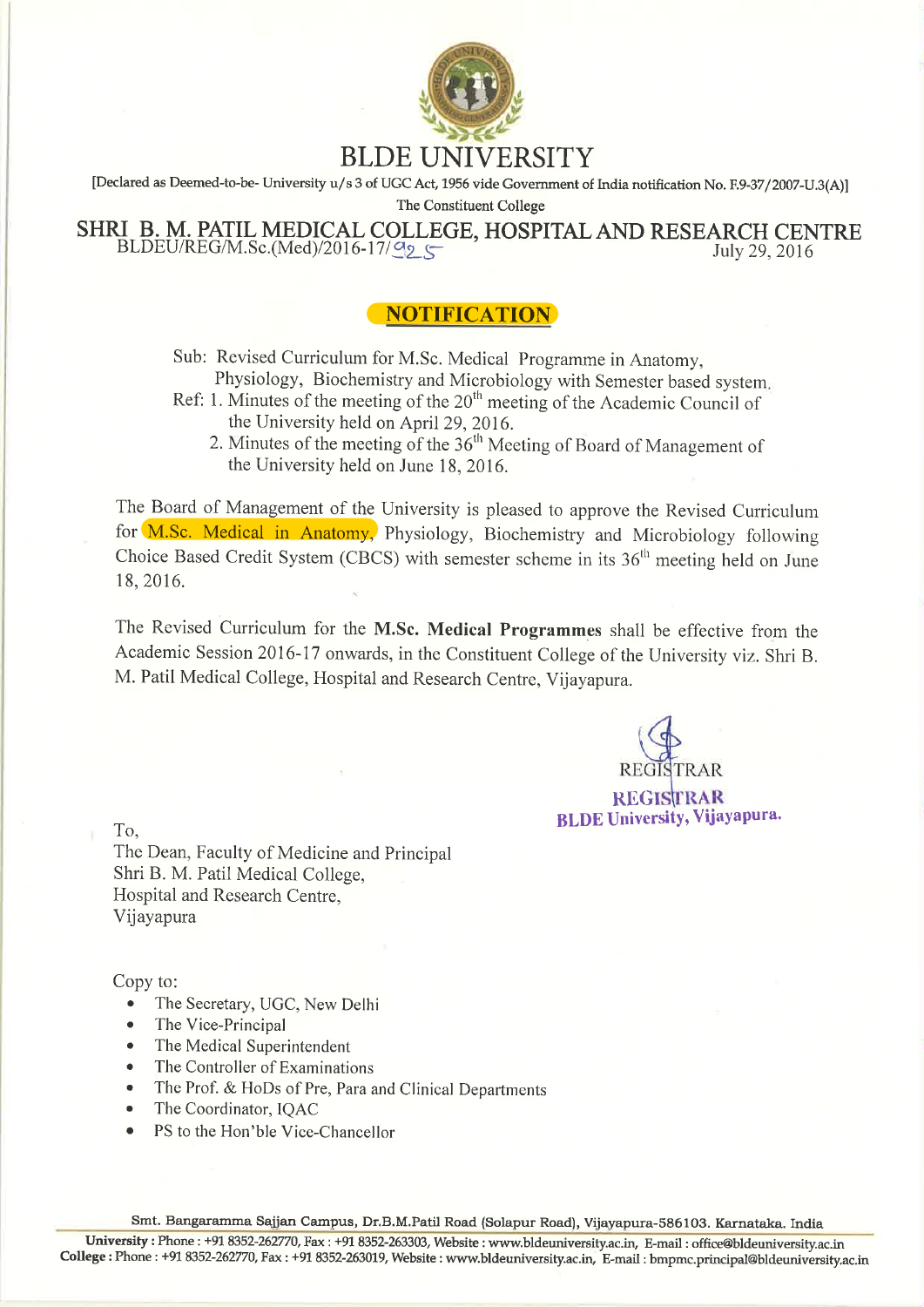# BLDE UNIVERSITY

[Declared as Deemed-to-be- University u/s 3 of UGC Act, 1956 vide Government of India notification No. F.9-37/2007-U.3(A)]

The Constituent College

## SHRI B. M. PATIL MEDICAL COLLEGE, HOSPITAL AND RESEARCH CENTRE

BLDEU/REG/M.Sc.(Med)/2016-17/925 July 29, 2016

## NOTIFICATION

Sub: Revised Curriculum for M.Sc. Medical Programme in Anatomy, Physiology, Biochemistry and Microbiology with Semester based system.

Ref: 1. Minutes of the meeting of the 20th meeting of the Academic Council of the University held on April 29, 2016.

2. Minutes of the meeting of the 36th Meeting of Board of Management of the University held on June 18, 2016.

The Board of Management of the University is pleased to approve the Revised Curriculum for M.Sc. Medical in Anatomy, Physiology, Biochemistry and Microbiology following Choice Based Credit System (CBCS) with semester scheme in its 36th meeting held on June 18, 2016.

The Revised Curriculum for the **M.Sc. Medical Programmes** shall be effective from the Academic Session 2016-17 onwards, in the Constituent College of the University viz. Shri B. M. Patil Medical College, Hospital and Research Centre, Vijayapura.

REGISTRAR

**REGISTRAR**
**BLDE University, Vijayapura.**

To,
The Dean, Faculty of Medicine and Principal
Shri B. M. Patil Medical College,
Hospital and Research Centre,
Vijayapura

Copy to:

- The Secretary, UGC, New Delhi
- The Vice-Principal
- The Medical Superintendent
- The Controller of Examinations
- The Prof. & HoDs of Pre, Para and Clinical Departments
- The Coordinator, IQAC
- PS to the Hon'ble Vice-Chancellor

Smt. Bangaramma Sajjan Campus, Dr.B.M.Patil Road (Solapur Road), Vijayapura-586103. Karnataka. India

**University** : Phone : +91 8352-262770, Fax : +91 8352-263303, Website : www.bldeuniversity.ac.in, E-mail : office@bldeuniversity.ac.in
**College** : Phone : +91 8352-262770, Fax : +91 8352-263019, Website : www.bldeuniversity.ac.in, E-mail : bmpmc.principal@bldeuniversity.ac.in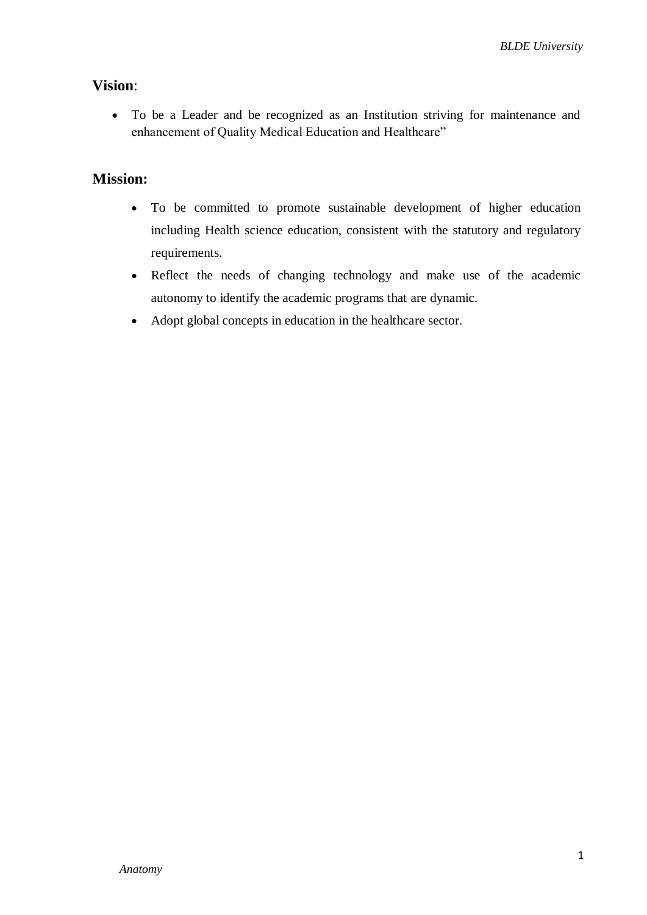## Vision:

- To be a Leader and be recognized as an Institution striving for maintenance and enhancement of Quality Medical Education and Healthcare"

## Mission:

- To be committed to promote sustainable development of higher education including Health science education, consistent with the statutory and regulatory requirements.
- Reflect the needs of changing technology and make use of the academic autonomy to identify the academic programs that are dynamic.
- Adopt global concepts in education in the healthcare sector.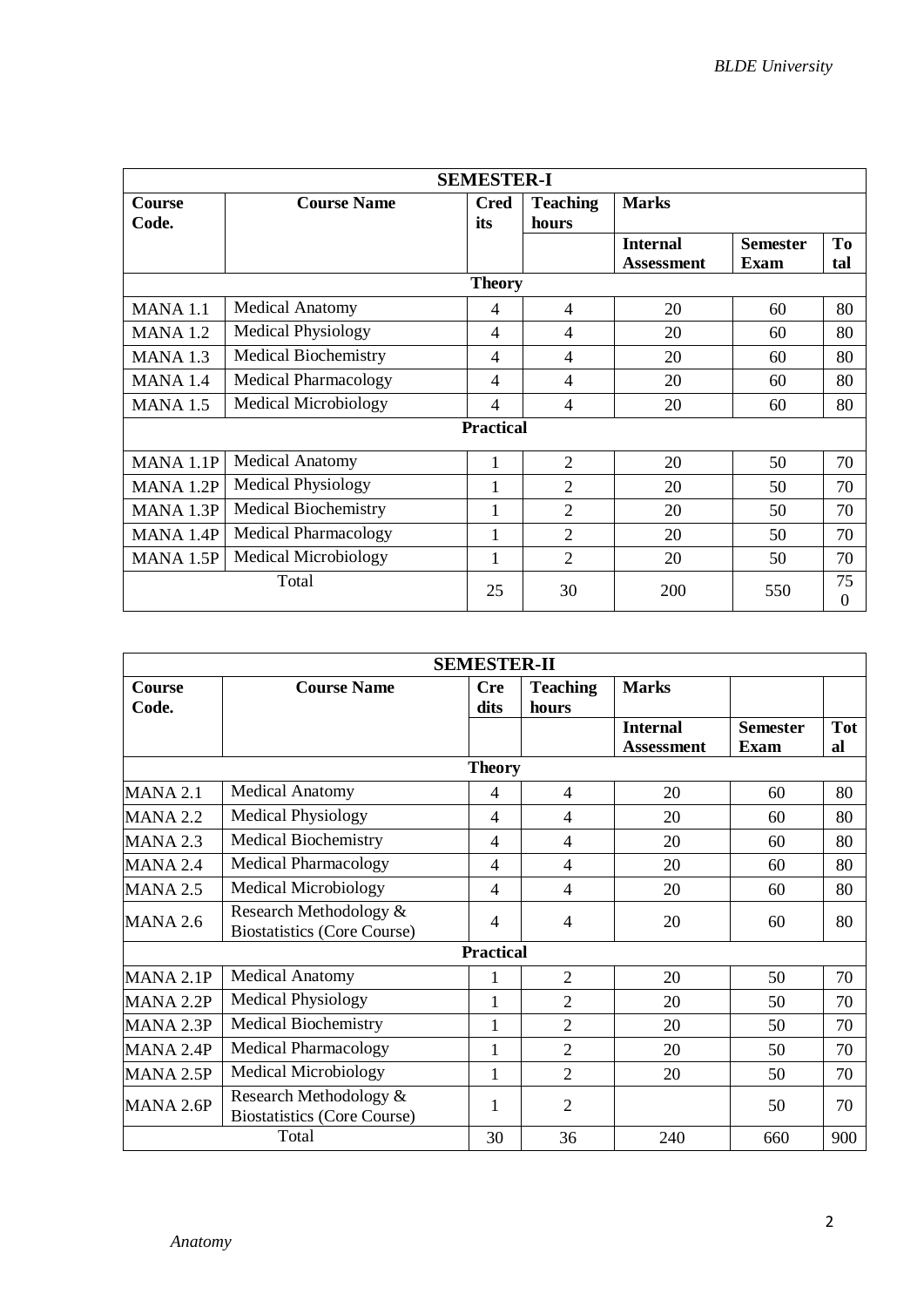| SEMESTER-I | | | | | | |
|---|---|---|---|---|---|---|
| **Course Code.** | **Course Name** | **Credits** | **Teaching hours** | **Marks** | | |
| | | | | **Internal Assessment** | **Semester Exam** | **Total** |
| **Theory** | | | | | | |
| MANA 1.1 | Medical Anatomy | 4 | 4 | 20 | 60 | 80 |
| MANA 1.2 | Medical Physiology | 4 | 4 | 20 | 60 | 80 |
| MANA 1.3 | Medical Biochemistry | 4 | 4 | 20 | 60 | 80 |
| MANA 1.4 | Medical Pharmacology | 4 | 4 | 20 | 60 | 80 |
| MANA 1.5 | Medical Microbiology | 4 | 4 | 20 | 60 | 80 |
| **Practical** | | | | | | |
| MANA 1.1P | Medical Anatomy | 1 | 2 | 20 | 50 | 70 |
| MANA 1.2P | Medical Physiology | 1 | 2 | 20 | 50 | 70 |
| MANA 1.3P | Medical Biochemistry | 1 | 2 | 20 | 50 | 70 |
| MANA 1.4P | Medical Pharmacology | 1 | 2 | 20 | 50 | 70 |
| MANA 1.5P | Medical Microbiology | 1 | 2 | 20 | 50 | 70 |
| Total | | 25 | 30 | 200 | 550 | 750 |

| SEMESTER-II | | | | | | |
|---|---|---|---|---|---|---|
| **Course Code.** | **Course Name** | **Credits** | **Teaching hours** | **Marks** | | |
| | | | | **Internal Assessment** | **Semester Exam** | **Total** |
| **Theory** | | | | | | |
| MANA 2.1 | Medical Anatomy | 4 | 4 | 20 | 60 | 80 |
| MANA 2.2 | Medical Physiology | 4 | 4 | 20 | 60 | 80 |
| MANA 2.3 | Medical Biochemistry | 4 | 4 | 20 | 60 | 80 |
| MANA 2.4 | Medical Pharmacology | 4 | 4 | 20 | 60 | 80 |
| MANA 2.5 | Medical Microbiology | 4 | 4 | 20 | 60 | 80 |
| MANA 2.6 | Research Methodology & Biostatistics (Core Course) | 4 | 4 | 20 | 60 | 80 |
| **Practical** | | | | | | |
| MANA 2.1P | Medical Anatomy | 1 | 2 | 20 | 50 | 70 |
| MANA 2.2P | Medical Physiology | 1 | 2 | 20 | 50 | 70 |
| MANA 2.3P | Medical Biochemistry | 1 | 2 | 20 | 50 | 70 |
| MANA 2.4P | Medical Pharmacology | 1 | 2 | 20 | 50 | 70 |
| MANA 2.5P | Medical Microbiology | 1 | 2 | 20 | 50 | 70 |
| MANA 2.6P | Research Methodology & Biostatistics (Core Course) | 1 | 2 | | 50 | 70 |
| Total | | 30 | 36 | 240 | 660 | 900 |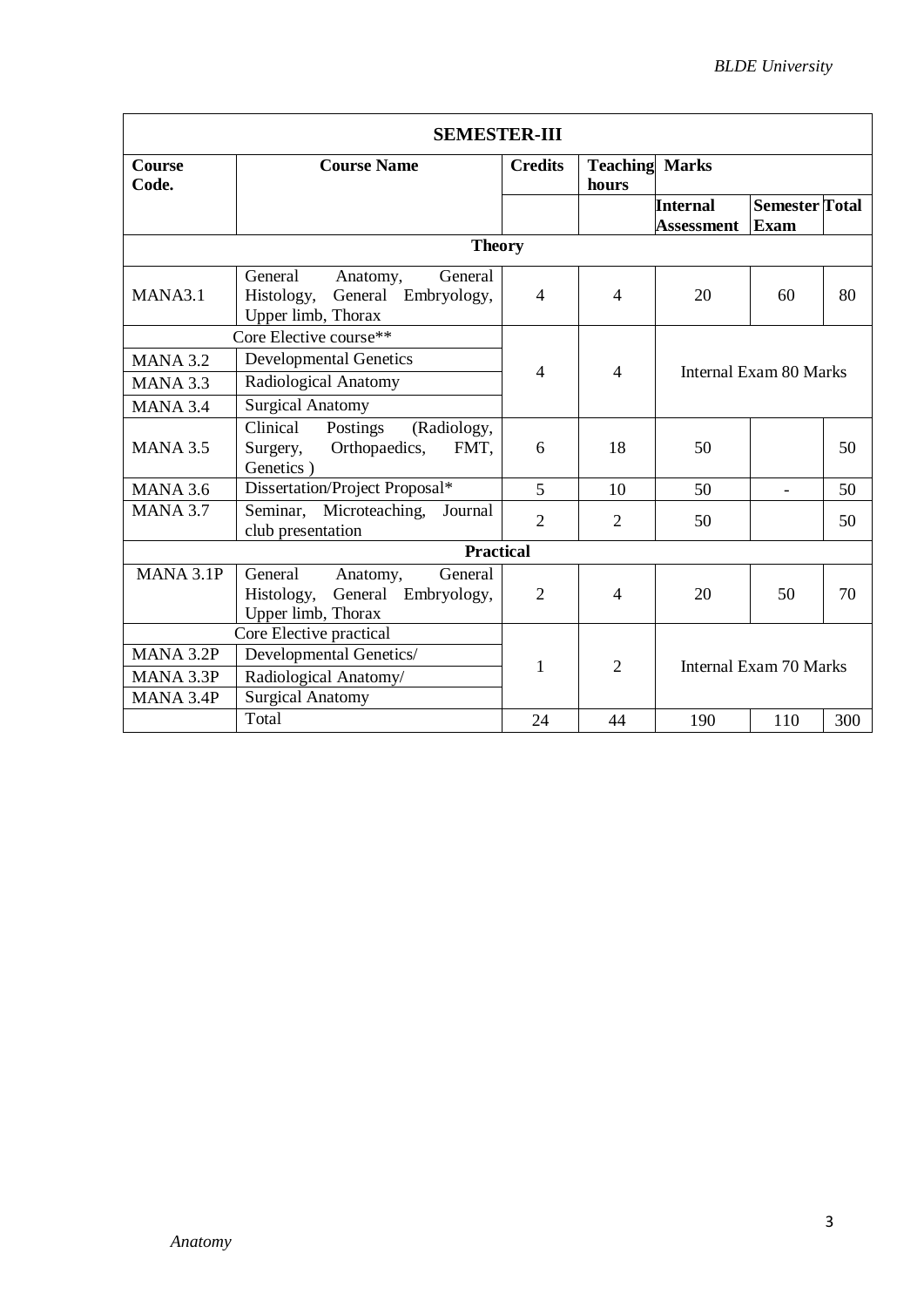| SEMESTER-III | | | | | | |
|---|---|---|---|---|---|---|
| **Course Code.** | **Course Name** | **Credits** | **Teaching hours** | **Marks** | | |
| | | | | **Internal Assessment** | **Semester Exam** | **Total** |
| **Theory** | | | | | | |
| MANA3.1 | General Anatomy, General Histology, General Embryology, Upper limb, Thorax | 4 | 4 | 20 | 60 | 80 |
| | Core Elective course** | 4 | 4 | Internal Exam 80 Marks | | |
| MANA 3.2 | Developmental Genetics | | | | | |
| MANA 3.3 | Radiological Anatomy | | | | | |
| MANA 3.4 | Surgical Anatomy | | | | | |
| MANA 3.5 | Clinical Postings (Radiology, Surgery, Orthopaedics, FMT, Genetics ) | 6 | 18 | 50 | | 50 |
| MANA 3.6 | Dissertation/Project Proposal* | 5 | 10 | 50 | - | 50 |
| MANA 3.7 | Seminar, Microteaching, Journal club presentation | 2 | 2 | 50 | | 50 |
| **Practical** | | | | | | |
| MANA 3.1P | General Anatomy, General Histology, General Embryology, Upper limb, Thorax | 2 | 4 | 20 | 50 | 70 |
| | Core Elective practical | 1 | 2 | Internal Exam 70 Marks | | |
| MANA 3.2P | Developmental Genetics/ | | | | | |
| MANA 3.3P | Radiological Anatomy/ | | | | | |
| MANA 3.4P | Surgical Anatomy | | | | | |
| | Total | 24 | 44 | 190 | 110 | 300 |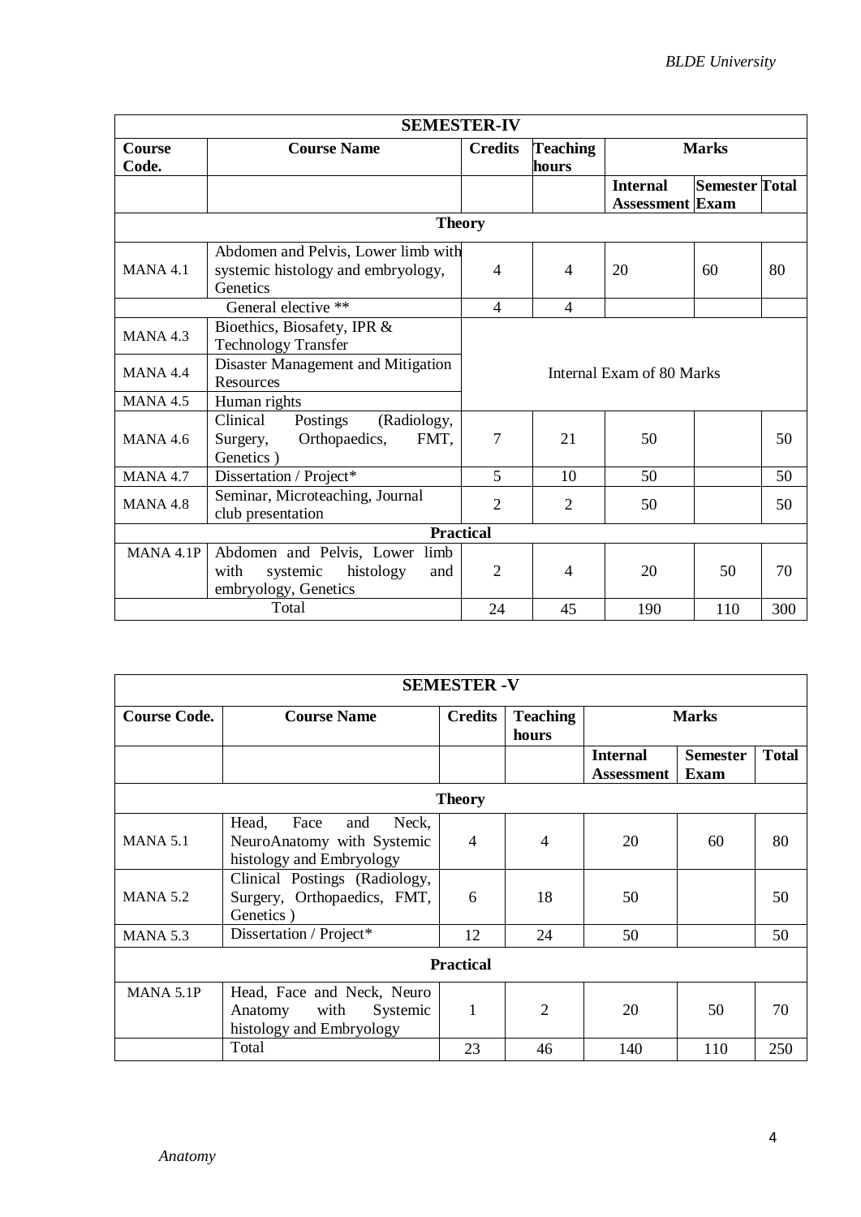| SEMESTER-IV | | | | | | |
|---|---|---|---|---|---|---|
| Course Code. | Course Name | Credits | Teaching hours | Marks | | |
| | | | | Internal Assessment | Semester Exam | Total |
| **Theory** | | | | | | |
| MANA 4.1 | Abdomen and Pelvis, Lower limb with systemic histology and embryology, Genetics | 4 | 4 | 20 | 60 | 80 |
| | General elective ** | 4 | 4 | | | |
| MANA 4.3 | Bioethics, Biosafety, IPR & Technology Transfer | Internal Exam of 80 Marks | | | | |
| MANA 4.4 | Disaster Management and Mitigation Resources | | | | | |
| MANA 4.5 | Human rights | | | | | |
| MANA 4.6 | Clinical Postings (Radiology, Surgery, Orthopaedics, FMT, Genetics ) | 7 | 21 | 50 | | 50 |
| MANA 4.7 | Dissertation / Project* | 5 | 10 | 50 | | 50 |
| MANA 4.8 | Seminar, Microteaching, Journal club presentation | 2 | 2 | 50 | | 50 |
| **Practical** | | | | | | |
| MANA 4.1P | Abdomen and Pelvis, Lower limb with systemic histology and embryology, Genetics | 2 | 4 | 20 | 50 | 70 |
| | Total | 24 | 45 | 190 | 110 | 300 |

| SEMESTER -V | | | | | | |
|---|---|---|---|---|---|---|
| Course Code. | Course Name | Credits | Teaching hours | Marks | | |
| | | | | Internal Assessment | Semester Exam | Total |
| **Theory** | | | | | | |
| MANA 5.1 | Head, Face and Neck, NeuroAnatomy with Systemic histology and Embryology | 4 | 4 | 20 | 60 | 80 |
| MANA 5.2 | Clinical Postings (Radiology, Surgery, Orthopaedics, FMT, Genetics ) | 6 | 18 | 50 | | 50 |
| MANA 5.3 | Dissertation / Project* | 12 | 24 | 50 | | 50 |
| **Practical** | | | | | | |
| MANA 5.1P | Head, Face and Neck, Neuro Anatomy with Systemic histology and Embryology | 1 | 2 | 20 | 50 | 70 |
| | Total | 23 | 46 | 140 | 110 | 250 |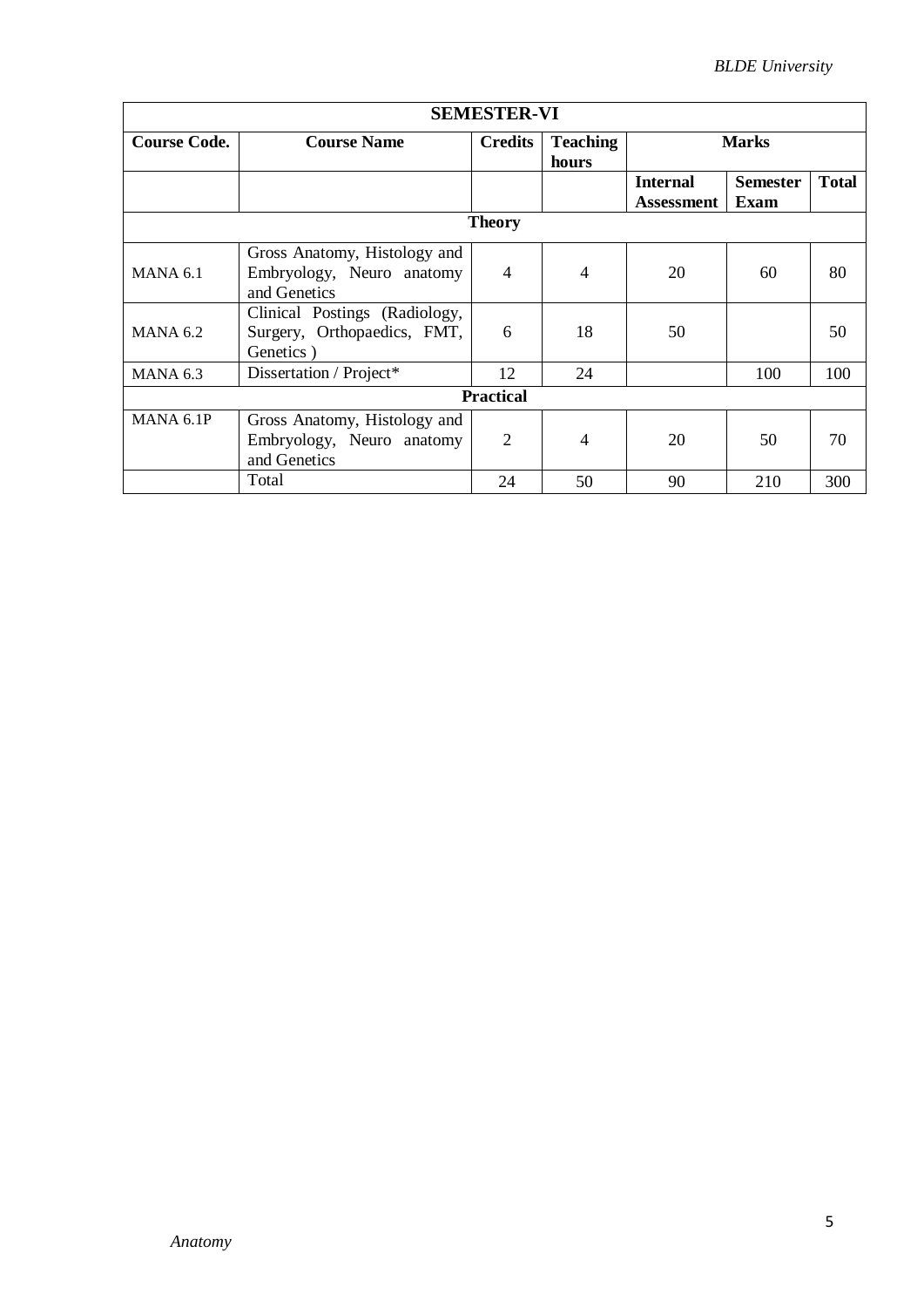| SEMESTER-VI | | | | | | |
|---|---|---|---|---|---|---|
| **Course Code.** | **Course Name** | **Credits** | **Teaching hours** | **Marks** | | |
| | | | | **Internal Assessment** | **Semester Exam** | **Total** |
| **Theory** | | | | | | |
| MANA 6.1 | Gross Anatomy, Histology and Embryology, Neuro anatomy and Genetics | 4 | 4 | 20 | 60 | 80 |
| MANA 6.2 | Clinical Postings (Radiology, Surgery, Orthopaedics, FMT, Genetics ) | 6 | 18 | 50 | | 50 |
| MANA 6.3 | Dissertation / Project* | 12 | 24 | | 100 | 100 |
| **Practical** | | | | | | |
| MANA 6.1P | Gross Anatomy, Histology and Embryology, Neuro anatomy and Genetics | 2 | 4 | 20 | 50 | 70 |
| | Total | 24 | 50 | 90 | 210 | 300 |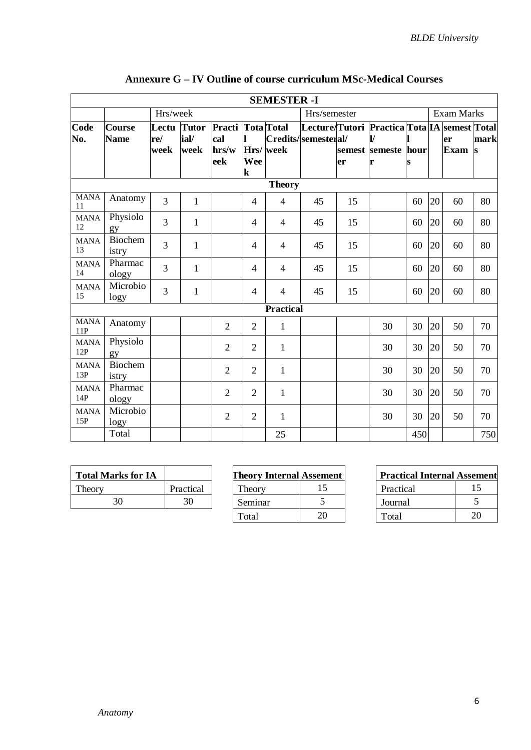## Annexure G – IV Outline of course curriculum MSc-Medical Courses

| SEMESTER -I | | | | | | | | | | | | | |
|---|---|---|---|---|---|---|---|---|---|---|---|---|---|
| | | Hrs/week | | | | | Hrs/semester | | | | Exam Marks | | |
| **Code No.** | **Course Name** | **Lecture/ week** | **Tutorial/ week** | **Practical hrs/week** | **Total Hrs/ Week** | **Total Credits/ week** | **Lecture/ semester** | **Tutorial/ semester** | **Practical/ semester** | **Total hours** | **IA** | **semester Exam** | **Total marks** |
| **Theory** | | | | | | | | | | | | | |
| MANA 11 | Anatomy | 3 | 1 | | 4 | 4 | 45 | 15 | | 60 | 20 | 60 | 80 |
| MANA 12 | Physiology | 3 | 1 | | 4 | 4 | 45 | 15 | | 60 | 20 | 60 | 80 |
| MANA 13 | Biochemistry | 3 | 1 | | 4 | 4 | 45 | 15 | | 60 | 20 | 60 | 80 |
| MANA 14 | Pharmacology | 3 | 1 | | 4 | 4 | 45 | 15 | | 60 | 20 | 60 | 80 |
| MANA 15 | Microbiology | 3 | 1 | | 4 | 4 | 45 | 15 | | 60 | 20 | 60 | 80 |
| **Practical** | | | | | | | | | | | | | |
| MANA 11P | Anatomy | | | 2 | 2 | 1 | | | 30 | 30 | 20 | 50 | 70 |
| MANA 12P | Physiology | | | 2 | 2 | 1 | | | 30 | 30 | 20 | 50 | 70 |
| MANA 13P | Biochemistry | | | 2 | 2 | 1 | | | 30 | 30 | 20 | 50 | 70 |
| MANA 14P | Pharmacology | | | 2 | 2 | 1 | | | 30 | 30 | 20 | 50 | 70 |
| MANA 15P | Microbiology | | | 2 | 2 | 1 | | | 30 | 30 | 20 | 50 | 70 |
| | Total | | | | | 25 | | | | 450 | | | 750 |

| **Total Marks for IA** | |
|---|---|
| Theory | Practical |
| 30 | 30 |

| **Theory Internal Assement** | |
|---|---|
| Theory | 15 |
| Seminar | 5 |
| Total | 20 |

| **Practical Internal Assement** | |
|---|---|
| Practical | 15 |
| Journal | 5 |
| Total | 20 |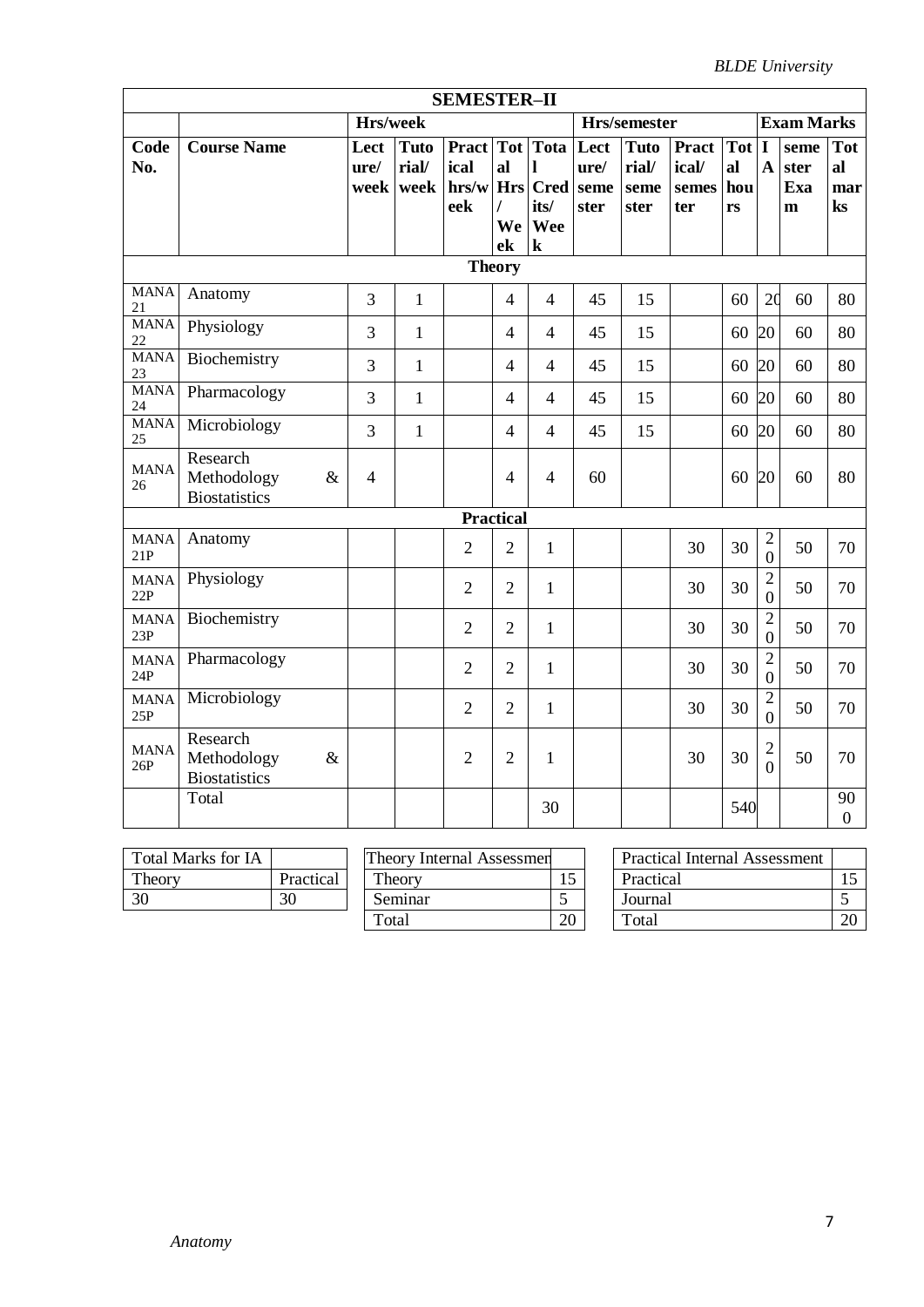| SEMESTER–II | | | | | | | | | | | | | |
|---|---|---|---|---|---|---|---|---|---|---|---|---|---|
| | | Hrs/week | | | | | Hrs/semester | | | | Exam Marks | | |
| **Code No.** | **Course Name** | **Lecture/ week** | **Tutorial/ week** | **Practical hrs/week** | **Total Hrs/ Week** | **Total Credits/ Week** | **Lecture/ semester** | **Tutorial/ semester** | **Practical/ semester** | **Total hours** | **IA** | **semester Exam** | **Total marks** |
| **Theory** | | | | | | | | | | | | | |
| MANA 21 | Anatomy | 3 | 1 | | 4 | 4 | 45 | 15 | | 60 | 20 | 60 | 80 |
| MANA 22 | Physiology | 3 | 1 | | 4 | 4 | 45 | 15 | | 60 | 20 | 60 | 80 |
| MANA 23 | Biochemistry | 3 | 1 | | 4 | 4 | 45 | 15 | | 60 | 20 | 60 | 80 |
| MANA 24 | Pharmacology | 3 | 1 | | 4 | 4 | 45 | 15 | | 60 | 20 | 60 | 80 |
| MANA 25 | Microbiology | 3 | 1 | | 4 | 4 | 45 | 15 | | 60 | 20 | 60 | 80 |
| MANA 26 | Research Methodology & Biostatistics | 4 | | | 4 | 4 | 60 | | | 60 | 20 | 60 | 80 |
| **Practical** | | | | | | | | | | | | | |
| MANA 21P | Anatomy | | | 2 | 2 | 1 | | | 30 | 30 | 20 | 50 | 70 |
| MANA 22P | Physiology | | | 2 | 2 | 1 | | | 30 | 30 | 20 | 50 | 70 |
| MANA 23P | Biochemistry | | | 2 | 2 | 1 | | | 30 | 30 | 20 | 50 | 70 |
| MANA 24P | Pharmacology | | | 2 | 2 | 1 | | | 30 | 30 | 20 | 50 | 70 |
| MANA 25P | Microbiology | | | 2 | 2 | 1 | | | 30 | 30 | 20 | 50 | 70 |
| MANA 26P | Research Methodology & Biostatistics | | | 2 | 2 | 1 | | | 30 | 30 | 20 | 50 | 70 |
| | Total | | | | | 30 | | | | 540 | | | 900 |

| Total Marks for IA | |
|---|---|
| Theory | Practical |
| 30 | 30 |

| Theory Internal Assessment | |
|---|---|
| Theory | 15 |
| Seminar | 5 |
| Total | 20 |

| Practical Internal Assessment | |
|---|---|
| Practical | 15 |
| Journal | 5 |
| Total | 20 |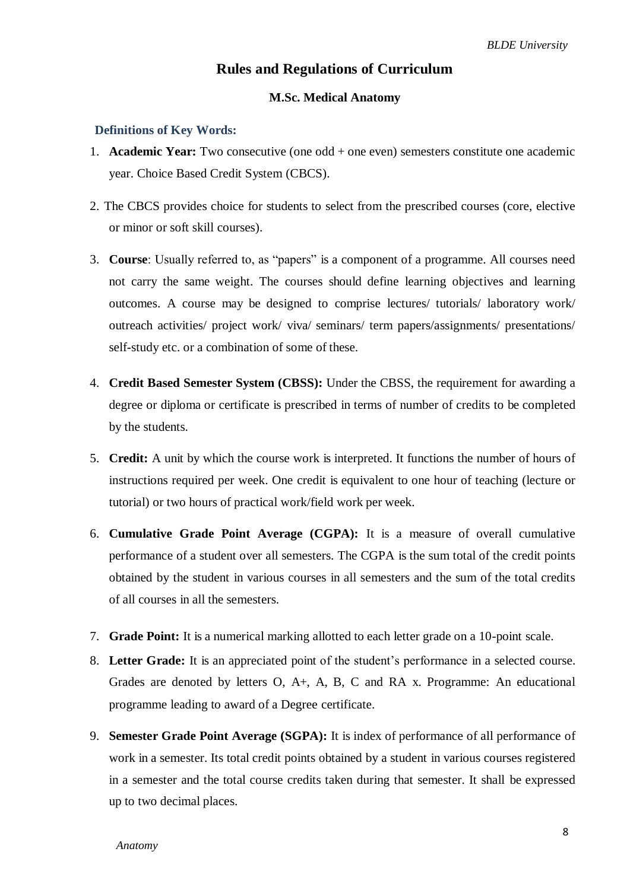# Rules and Regulations of Curriculum

### M.Sc. Medical Anatomy

**Definitions of Key Words:**

1. **Academic Year:** Two consecutive (one odd + one even) semesters constitute one academic year. Choice Based Credit System (CBCS).

2. The CBCS provides choice for students to select from the prescribed courses (core, elective or minor or soft skill courses).

3. **Course**: Usually referred to, as "papers" is a component of a programme. All courses need not carry the same weight. The courses should define learning objectives and learning outcomes. A course may be designed to comprise lectures/ tutorials/ laboratory work/ outreach activities/ project work/ viva/ seminars/ term papers/assignments/ presentations/ self-study etc. or a combination of some of these.

4. **Credit Based Semester System (CBSS):** Under the CBSS, the requirement for awarding a degree or diploma or certificate is prescribed in terms of number of credits to be completed by the students.

5. **Credit:** A unit by which the course work is interpreted. It functions the number of hours of instructions required per week. One credit is equivalent to one hour of teaching (lecture or tutorial) or two hours of practical work/field work per week.

6. **Cumulative Grade Point Average (CGPA):** It is a measure of overall cumulative performance of a student over all semesters. The CGPA is the sum total of the credit points obtained by the student in various courses in all semesters and the sum of the total credits of all courses in all the semesters.

7. **Grade Point:** It is a numerical marking allotted to each letter grade on a 10-point scale.

8. **Letter Grade:** It is an appreciated point of the student's performance in a selected course. Grades are denoted by letters O, A+, A, B, C and RA x. Programme: An educational programme leading to award of a Degree certificate.

9. **Semester Grade Point Average (SGPA):** It is index of performance of all performance of work in a semester. Its total credit points obtained by a student in various courses registered in a semester and the total course credits taken during that semester. It shall be expressed up to two decimal places.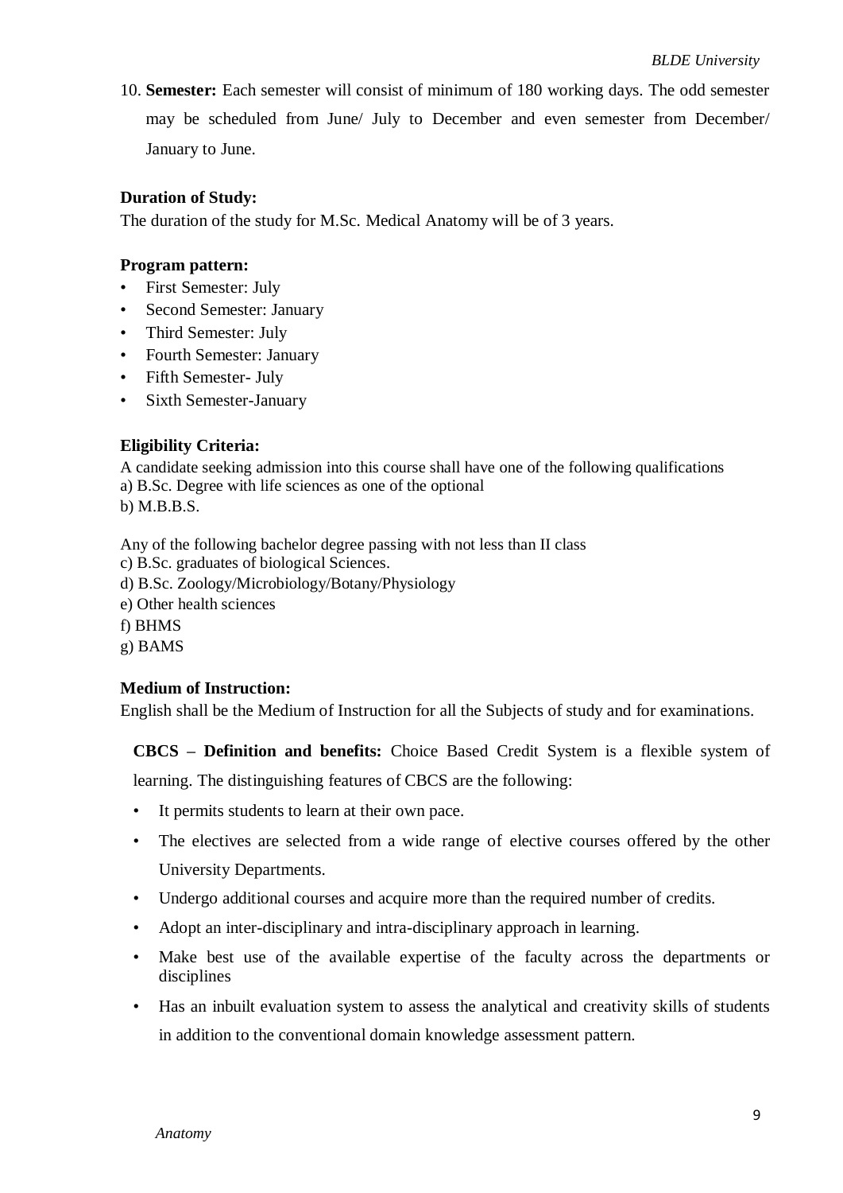10. **Semester:** Each semester will consist of minimum of 180 working days. The odd semester may be scheduled from June/ July to December and even semester from December/ January to June.

**Duration of Study:**

The duration of the study for M.Sc. Medical Anatomy will be of 3 years.

**Program pattern:**

- First Semester: July
- Second Semester: January
- Third Semester: July
- Fourth Semester: January
- Fifth Semester- July
- Sixth Semester-January

**Eligibility Criteria:**

A candidate seeking admission into this course shall have one of the following qualifications

a) B.Sc. Degree with life sciences as one of the optional

b) M.B.B.S.

Any of the following bachelor degree passing with not less than II class

c) B.Sc. graduates of biological Sciences.

d) B.Sc. Zoology/Microbiology/Botany/Physiology

e) Other health sciences

f) BHMS

g) BAMS

**Medium of Instruction:**

English shall be the Medium of Instruction for all the Subjects of study and for examinations.

**CBCS – Definition and benefits:** Choice Based Credit System is a flexible system of learning. The distinguishing features of CBCS are the following:

- It permits students to learn at their own pace.
- The electives are selected from a wide range of elective courses offered by the other University Departments.
- Undergo additional courses and acquire more than the required number of credits.
- Adopt an inter-disciplinary and intra-disciplinary approach in learning.
- Make best use of the available expertise of the faculty across the departments or disciplines
- Has an inbuilt evaluation system to assess the analytical and creativity skills of students in addition to the conventional domain knowledge assessment pattern.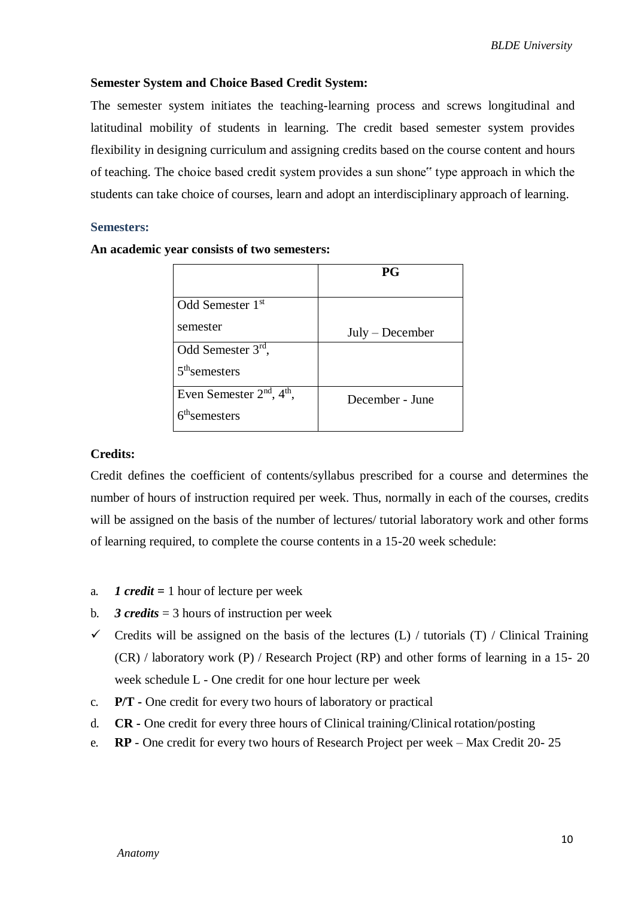**Semester System and Choice Based Credit System:**

The semester system initiates the teaching-learning process and screws longitudinal and latitudinal mobility of students in learning. The credit based semester system provides flexibility in designing curriculum and assigning credits based on the course content and hours of teaching. The choice based credit system provides a sun shone" type approach in which the students can take choice of courses, learn and adopt an interdisciplinary approach of learning.

### Semesters:

**An academic year consists of two semesters:**

| | PG |
|---|---|
| Odd Semester 1st semester | July – December |
| Odd Semester 3rd, 5th semesters | |
| Even Semester 2nd, 4th, 6th semesters | December - June |

**Credits:**

Credit defines the coefficient of contents/syllabus prescribed for a course and determines the number of hours of instruction required per week. Thus, normally in each of the courses, credits will be assigned on the basis of the number of lectures/ tutorial laboratory work and other forms of learning required, to complete the course contents in a 15-20 week schedule:

a. ***1 credit*** **=** 1 hour of lecture per week

b. ***3 credits*** = 3 hours of instruction per week

✓ Credits will be assigned on the basis of the lectures (L) / tutorials (T) / Clinical Training (CR) / laboratory work (P) / Research Project (RP) and other forms of learning in a 15- 20 week schedule L - One credit for one hour lecture per week

c. **P/T -** One credit for every two hours of laboratory or practical

d. **CR -** One credit for every three hours of Clinical training/Clinical rotation/posting

e. **RP** - One credit for every two hours of Research Project per week – Max Credit 20- 25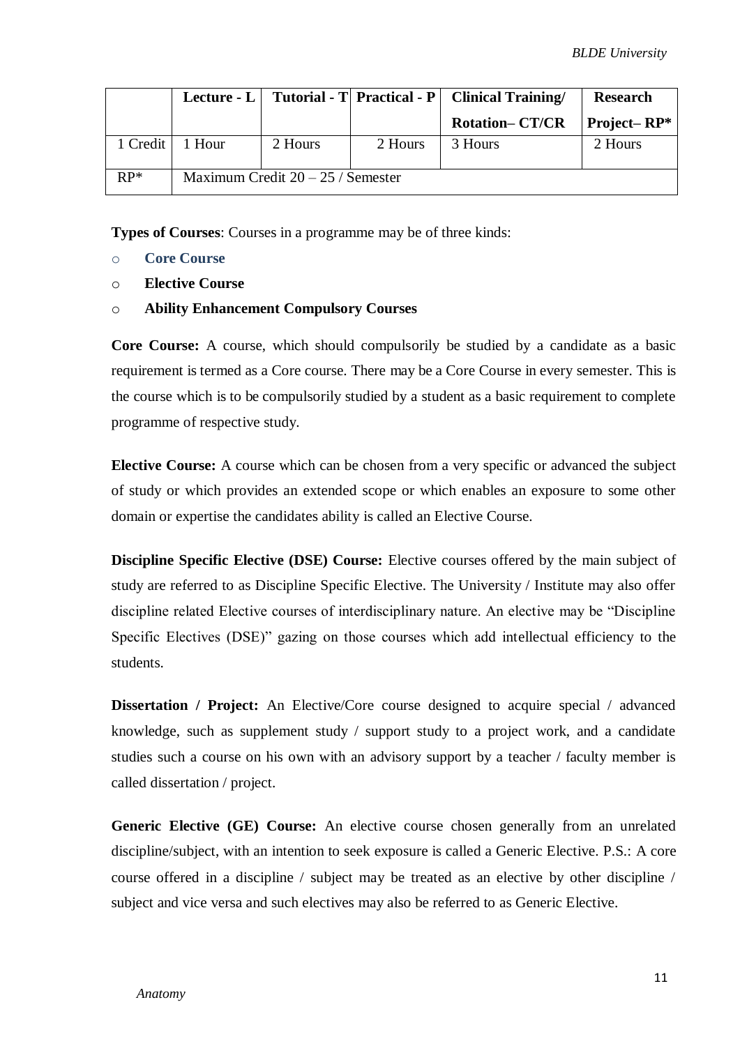| | Lecture - L | Tutorial - T | Practical - P | Clinical Training/ Rotation– CT/CR | Research Project– RP* |
|---|---|---|---|---|---|
| 1 Credit | 1 Hour | 2 Hours | 2 Hours | 3 Hours | 2 Hours |
| RP* | Maximum Credit 20 – 25 / Semester | | | | |

**Types of Courses**: Courses in a programme may be of three kinds:

- **Core Course**
- **Elective Course**
- **Ability Enhancement Compulsory Courses**

**Core Course:** A course, which should compulsorily be studied by a candidate as a basic requirement is termed as a Core course. There may be a Core Course in every semester. This is the course which is to be compulsorily studied by a student as a basic requirement to complete programme of respective study.

**Elective Course:** A course which can be chosen from a very specific or advanced the subject of study or which provides an extended scope or which enables an exposure to some other domain or expertise the candidates ability is called an Elective Course.

**Discipline Specific Elective (DSE) Course:** Elective courses offered by the main subject of study are referred to as Discipline Specific Elective. The University / Institute may also offer discipline related Elective courses of interdisciplinary nature. An elective may be "Discipline Specific Electives (DSE)" gazing on those courses which add intellectual efficiency to the students.

**Dissertation / Project:** An Elective/Core course designed to acquire special / advanced knowledge, such as supplement study / support study to a project work, and a candidate studies such a course on his own with an advisory support by a teacher / faculty member is called dissertation / project.

**Generic Elective (GE) Course:** An elective course chosen generally from an unrelated discipline/subject, with an intention to seek exposure is called a Generic Elective. P.S.: A core course offered in a discipline / subject may be treated as an elective by other discipline / subject and vice versa and such electives may also be referred to as Generic Elective.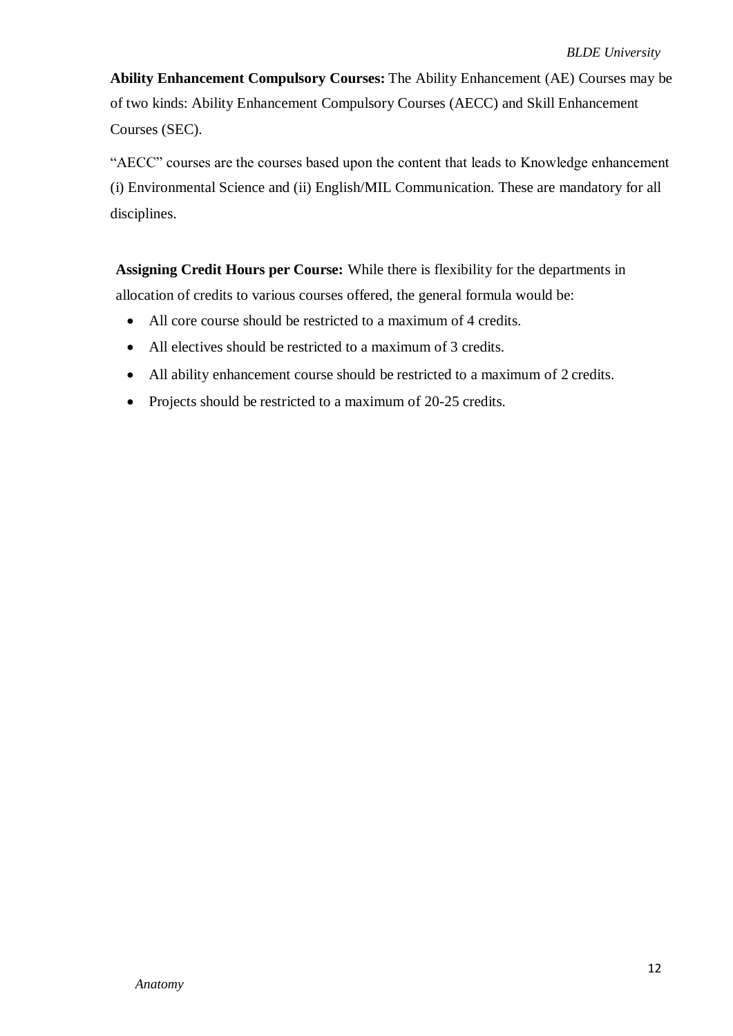**Ability Enhancement Compulsory Courses:** The Ability Enhancement (AE) Courses may be of two kinds: Ability Enhancement Compulsory Courses (AECC) and Skill Enhancement Courses (SEC).

"AECC" courses are the courses based upon the content that leads to Knowledge enhancement (i) Environmental Science and (ii) English/MIL Communication. These are mandatory for all disciplines.

**Assigning Credit Hours per Course:** While there is flexibility for the departments in allocation of credits to various courses offered, the general formula would be:

- All core course should be restricted to a maximum of 4 credits.
- All electives should be restricted to a maximum of 3 credits.
- All ability enhancement course should be restricted to a maximum of 2 credits.
- Projects should be restricted to a maximum of 20-25 credits.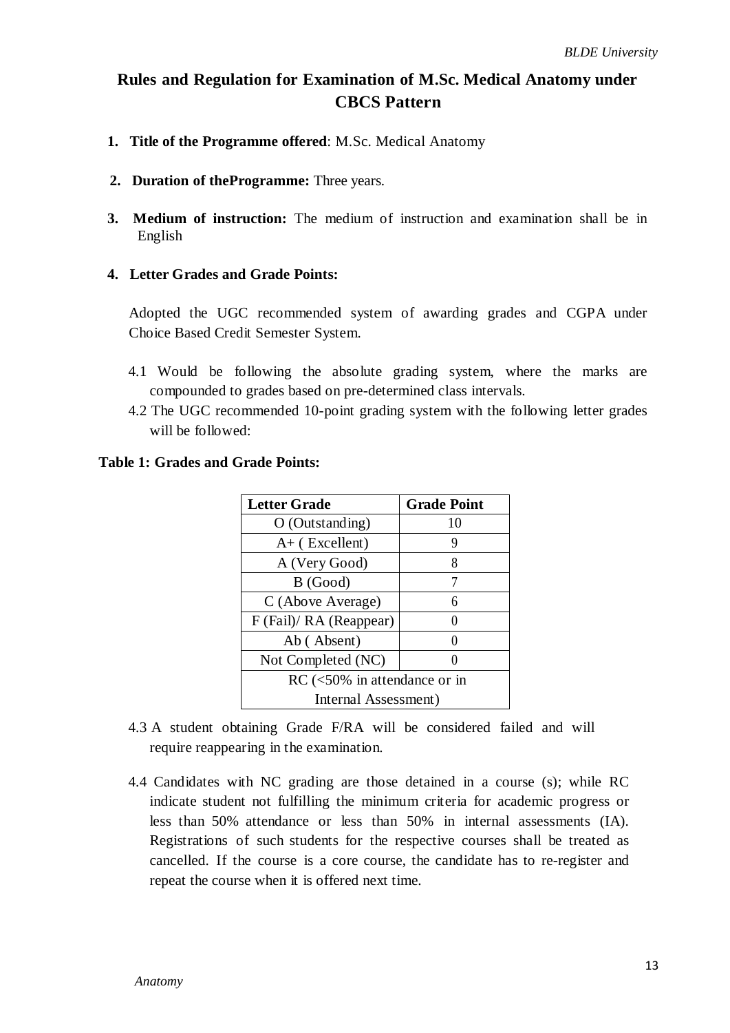## Rules and Regulation for Examination of M.Sc. Medical Anatomy under CBCS Pattern

1. **Title of the Programme offered**: M.Sc. Medical Anatomy

2. **Duration of theProgramme:** Three years.

3. **Medium of instruction:** The medium of instruction and examination shall be in English

4. **Letter Grades and Grade Points:**

Adopted the UGC recommended system of awarding grades and CGPA under Choice Based Credit Semester System.

4.1 Would be following the absolute grading system, where the marks are compounded to grades based on pre-determined class intervals.

4.2 The UGC recommended 10-point grading system with the following letter grades will be followed:

**Table 1: Grades and Grade Points:**

| Letter Grade | Grade Point |
|---|---|
| O (Outstanding) | 10 |
| A+ ( Excellent) | 9 |
| A (Very Good) | 8 |
| B (Good) | 7 |
| C (Above Average) | 6 |
| F (Fail)/ RA (Reappear) | 0 |
| Ab ( Absent) | 0 |
| Not Completed (NC) | 0 |
| RC (<50% in attendance or in Internal Assessment) | |

4.3 A student obtaining Grade F/RA will be considered failed and will require reappearing in the examination.

4.4 Candidates with NC grading are those detained in a course (s); while RC indicate student not fulfilling the minimum criteria for academic progress or less than 50% attendance or less than 50% in internal assessments (IA). Registrations of such students for the respective courses shall be treated as cancelled. If the course is a core course, the candidate has to re-register and repeat the course when it is offered next time.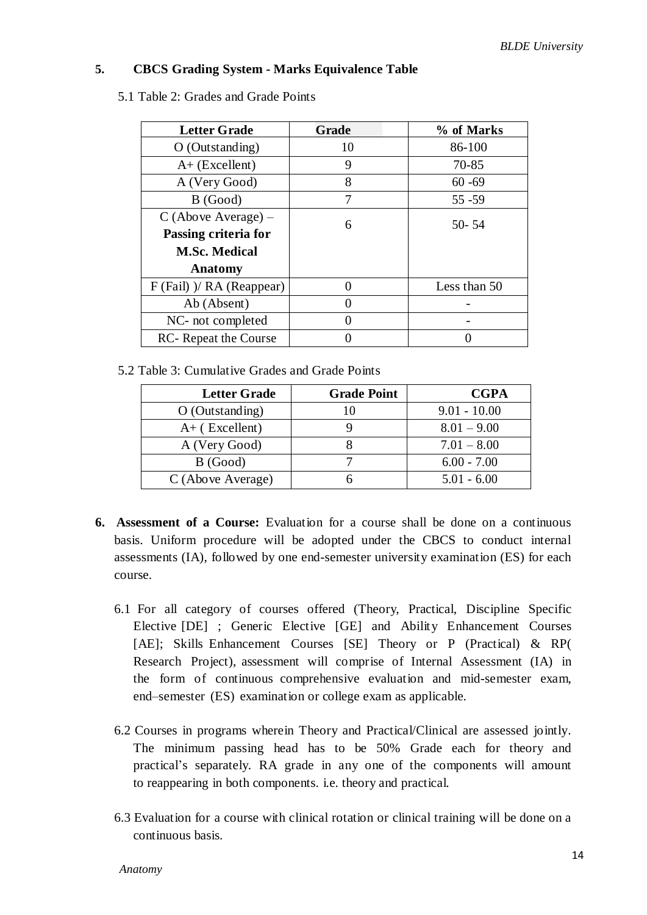## 5. CBCS Grading System - Marks Equivalence Table

5.1 Table 2: Grades and Grade Points

| Letter Grade | Grade | % of Marks |
|---|---|---|
| O (Outstanding) | 10 | 86-100 |
| A+ (Excellent) | 9 | 70-85 |
| A (Very Good) | 8 | 60 -69 |
| B (Good) | 7 | 55 -59 |
| C (Above Average) – **Passing criteria for M.Sc. Medical Anatomy** | 6 | 50- 54 |
| F (Fail) )/ RA (Reappear) | 0 | Less than 50 |
| Ab (Absent) | 0 | - |
| NC- not completed | 0 | - |
| RC- Repeat the Course | 0 | 0 |

5.2 Table 3: Cumulative Grades and Grade Points

| Letter Grade | Grade Point | CGPA |
|---|---|---|
| O (Outstanding) | 10 | 9.01 - 10.00 |
| A+ ( Excellent) | 9 | 8.01 – 9.00 |
| A (Very Good) | 8 | 7.01 – 8.00 |
| B (Good) | 7 | 6.00 - 7.00 |
| C (Above Average) | 6 | 5.01 - 6.00 |

**6. Assessment of a Course:** Evaluation for a course shall be done on a continuous basis. Uniform procedure will be adopted under the CBCS to conduct internal assessments (IA), followed by one end-semester university examination (ES) for each course.

6.1 For all category of courses offered (Theory, Practical, Discipline Specific Elective [DE] ; Generic Elective [GE] and Ability Enhancement Courses [AE]; Skills Enhancement Courses [SE] Theory or P (Practical) & RP( Research Project), assessment will comprise of Internal Assessment (IA) in the form of continuous comprehensive evaluation and mid-semester exam, end–semester (ES) examination or college exam as applicable.

6.2 Courses in programs wherein Theory and Practical/Clinical are assessed jointly. The minimum passing head has to be 50% Grade each for theory and practical's separately. RA grade in any one of the components will amount to reappearing in both components. i.e. theory and practical.

6.3 Evaluation for a course with clinical rotation or clinical training will be done on a continuous basis.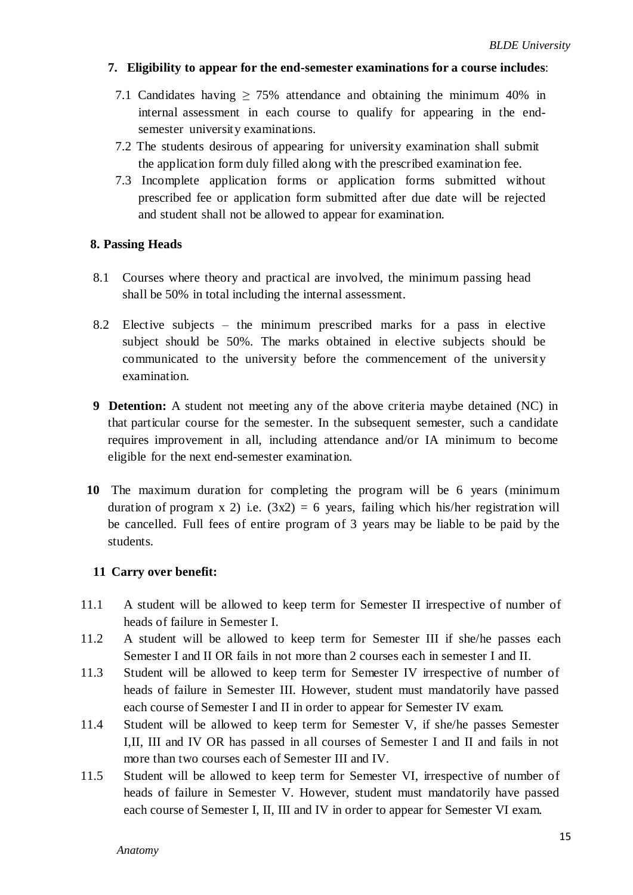**7. Eligibility to appear for the end-semester examinations for a course includes**:

7.1 Candidates having $\geq$ 75% attendance and obtaining the minimum 40% in internal assessment in each course to qualify for appearing in the end-semester university examinations.

7.2 The students desirous of appearing for university examination shall submit the application form duly filled along with the prescribed examination fee.

7.3 Incomplete application forms or application forms submitted without prescribed fee or application form submitted after due date will be rejected and student shall not be allowed to appear for examination.

**8. Passing Heads**

8.1 Courses where theory and practical are involved, the minimum passing head shall be 50% in total including the internal assessment.

8.2 Elective subjects – the minimum prescribed marks for a pass in elective subject should be 50%. The marks obtained in elective subjects should be communicated to the university before the commencement of the university examination.

**9 Detention:** A student not meeting any of the above criteria maybe detained (NC) in that particular course for the semester. In the subsequent semester, such a candidate requires improvement in all, including attendance and/or IA minimum to become eligible for the next end-semester examination.

**10** The maximum duration for completing the program will be 6 years (minimum duration of program x 2) i.e. (3x2) = 6 years, failing which his/her registration will be cancelled. Full fees of entire program of 3 years may be liable to be paid by the students.

**11 Carry over benefit:**

11.1 A student will be allowed to keep term for Semester II irrespective of number of heads of failure in Semester I.

11.2 A student will be allowed to keep term for Semester III if she/he passes each Semester I and II OR fails in not more than 2 courses each in semester I and II.

11.3 Student will be allowed to keep term for Semester IV irrespective of number of heads of failure in Semester III. However, student must mandatorily have passed each course of Semester I and II in order to appear for Semester IV exam.

11.4 Student will be allowed to keep term for Semester V, if she/he passes Semester I,II, III and IV OR has passed in all courses of Semester I and II and fails in not more than two courses each of Semester III and IV.

11.5 Student will be allowed to keep term for Semester VI, irrespective of number of heads of failure in Semester V. However, student must mandatorily have passed each course of Semester I, II, III and IV in order to appear for Semester VI exam.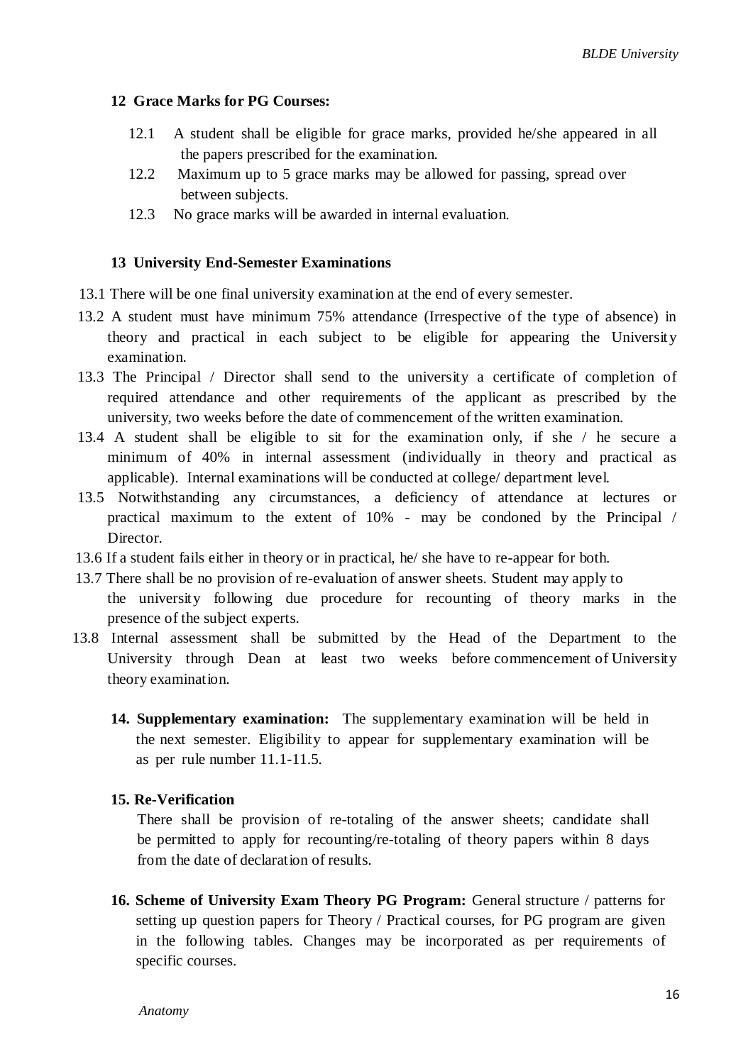**12 Grace Marks for PG Courses:**

12.1 A student shall be eligible for grace marks, provided he/she appeared in all the papers prescribed for the examination.

12.2 Maximum up to 5 grace marks may be allowed for passing, spread over between subjects.

12.3 No grace marks will be awarded in internal evaluation.

**13 University End-Semester Examinations**

13.1 There will be one final university examination at the end of every semester.

13.2 A student must have minimum 75% attendance (Irrespective of the type of absence) in theory and practical in each subject to be eligible for appearing the University examination.

13.3 The Principal / Director shall send to the university a certificate of completion of required attendance and other requirements of the applicant as prescribed by the university, two weeks before the date of commencement of the written examination.

13.4 A student shall be eligible to sit for the examination only, if she / he secure a minimum of 40% in internal assessment (individually in theory and practical as applicable). Internal examinations will be conducted at college/ department level.

13.5 Notwithstanding any circumstances, a deficiency of attendance at lectures or practical maximum to the extent of 10% - may be condoned by the Principal / Director.

13.6 If a student fails either in theory or in practical, he/ she have to re-appear for both.

13.7 There shall be no provision of re-evaluation of answer sheets. Student may apply to the university following due procedure for recounting of theory marks in the presence of the subject experts.

13.8 Internal assessment shall be submitted by the Head of the Department to the University through Dean at least two weeks before commencement of University theory examination.

**14. Supplementary examination:** The supplementary examination will be held in the next semester. Eligibility to appear for supplementary examination will be as per rule number 11.1-11.5.

**15. Re-Verification**

There shall be provision of re-totaling of the answer sheets; candidate shall be permitted to apply for recounting/re-totaling of theory papers within 8 days from the date of declaration of results.

**16. Scheme of University Exam Theory PG Program:** General structure / patterns for setting up question papers for Theory / Practical courses, for PG program are given in the following tables. Changes may be incorporated as per requirements of specific courses.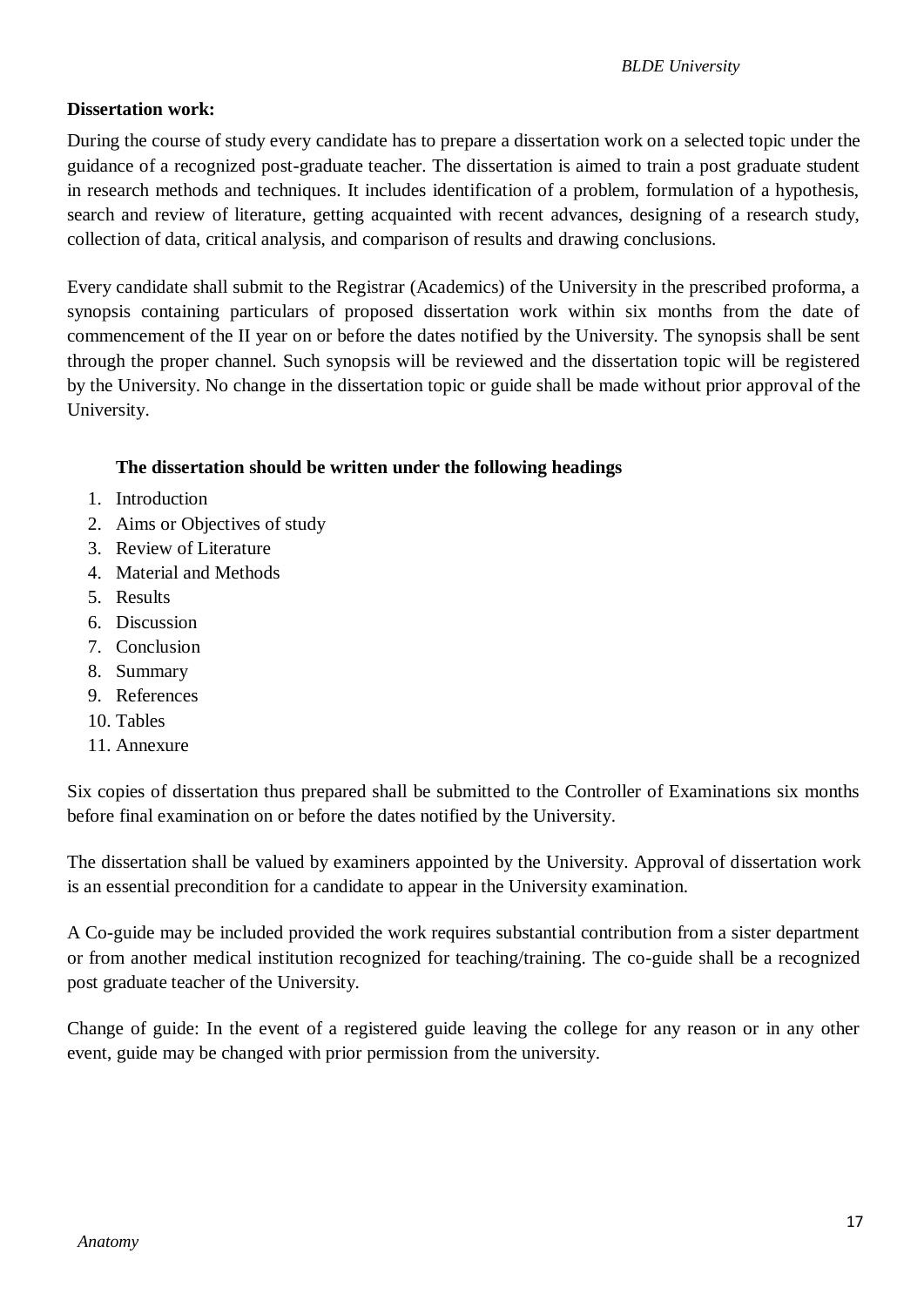**Dissertation work:**

During the course of study every candidate has to prepare a dissertation work on a selected topic under the guidance of a recognized post-graduate teacher. The dissertation is aimed to train a post graduate student in research methods and techniques. It includes identification of a problem, formulation of a hypothesis, search and review of literature, getting acquainted with recent advances, designing of a research study, collection of data, critical analysis, and comparison of results and drawing conclusions.

Every candidate shall submit to the Registrar (Academics) of the University in the prescribed proforma, a synopsis containing particulars of proposed dissertation work within six months from the date of commencement of the II year on or before the dates notified by the University. The synopsis shall be sent through the proper channel. Such synopsis will be reviewed and the dissertation topic will be registered by the University. No change in the dissertation topic or guide shall be made without prior approval of the University.

**The dissertation should be written under the following headings**

1. Introduction
2. Aims or Objectives of study
3. Review of Literature
4. Material and Methods
5. Results
6. Discussion
7. Conclusion
8. Summary
9. References
10. Tables
11. Annexure

Six copies of dissertation thus prepared shall be submitted to the Controller of Examinations six months before final examination on or before the dates notified by the University.

The dissertation shall be valued by examiners appointed by the University. Approval of dissertation work is an essential precondition for a candidate to appear in the University examination.

A Co-guide may be included provided the work requires substantial contribution from a sister department or from another medical institution recognized for teaching/training. The co-guide shall be a recognized post graduate teacher of the University.

Change of guide: In the event of a registered guide leaving the college for any reason or in any other event, guide may be changed with prior permission from the university.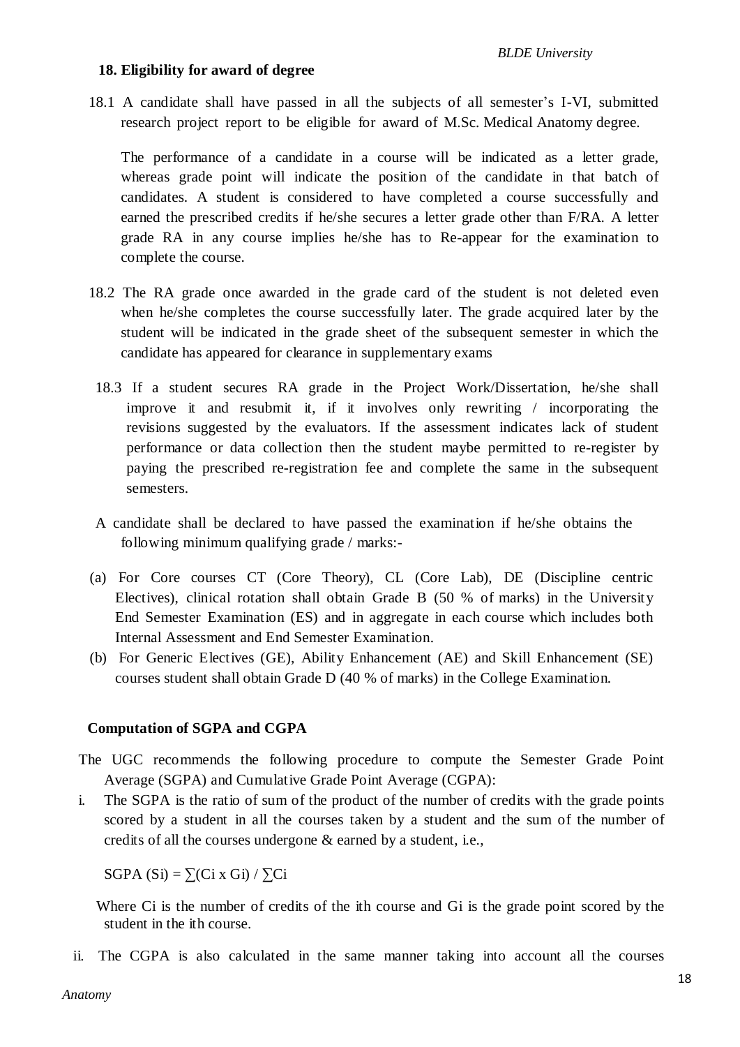**18. Eligibility for award of degree**

18.1 A candidate shall have passed in all the subjects of all semester's I-VI, submitted research project report to be eligible for award of M.Sc. Medical Anatomy degree.

The performance of a candidate in a course will be indicated as a letter grade, whereas grade point will indicate the position of the candidate in that batch of candidates. A student is considered to have completed a course successfully and earned the prescribed credits if he/she secures a letter grade other than F/RA. A letter grade RA in any course implies he/she has to Re-appear for the examination to complete the course.

18.2 The RA grade once awarded in the grade card of the student is not deleted even when he/she completes the course successfully later. The grade acquired later by the student will be indicated in the grade sheet of the subsequent semester in which the candidate has appeared for clearance in supplementary exams

18.3 If a student secures RA grade in the Project Work/Dissertation, he/she shall improve it and resubmit it, if it involves only rewriting / incorporating the revisions suggested by the evaluators. If the assessment indicates lack of student performance or data collection then the student maybe permitted to re-register by paying the prescribed re-registration fee and complete the same in the subsequent semesters.

A candidate shall be declared to have passed the examination if he/she obtains the following minimum qualifying grade / marks:-

(a) For Core courses CT (Core Theory), CL (Core Lab), DE (Discipline centric Electives), clinical rotation shall obtain Grade B (50 % of marks) in the University End Semester Examination (ES) and in aggregate in each course which includes both Internal Assessment and End Semester Examination.

(b) For Generic Electives (GE), Ability Enhancement (AE) and Skill Enhancement (SE) courses student shall obtain Grade D (40 % of marks) in the College Examination.

**Computation of SGPA and CGPA**

The UGC recommends the following procedure to compute the Semester Grade Point Average (SGPA) and Cumulative Grade Point Average (CGPA):

i. The SGPA is the ratio of sum of the product of the number of credits with the grade points scored by a student in all the courses taken by a student and the sum of the number of credits of all the courses undergone & earned by a student, i.e.,

$$SGPA\ (S_i) = \sum(C_i \times G_i) / \sum C_i$$

Where $C_i$ is the number of credits of the ith course and $G_i$ is the grade point scored by the student in the ith course.

ii. The CGPA is also calculated in the same manner taking into account all the courses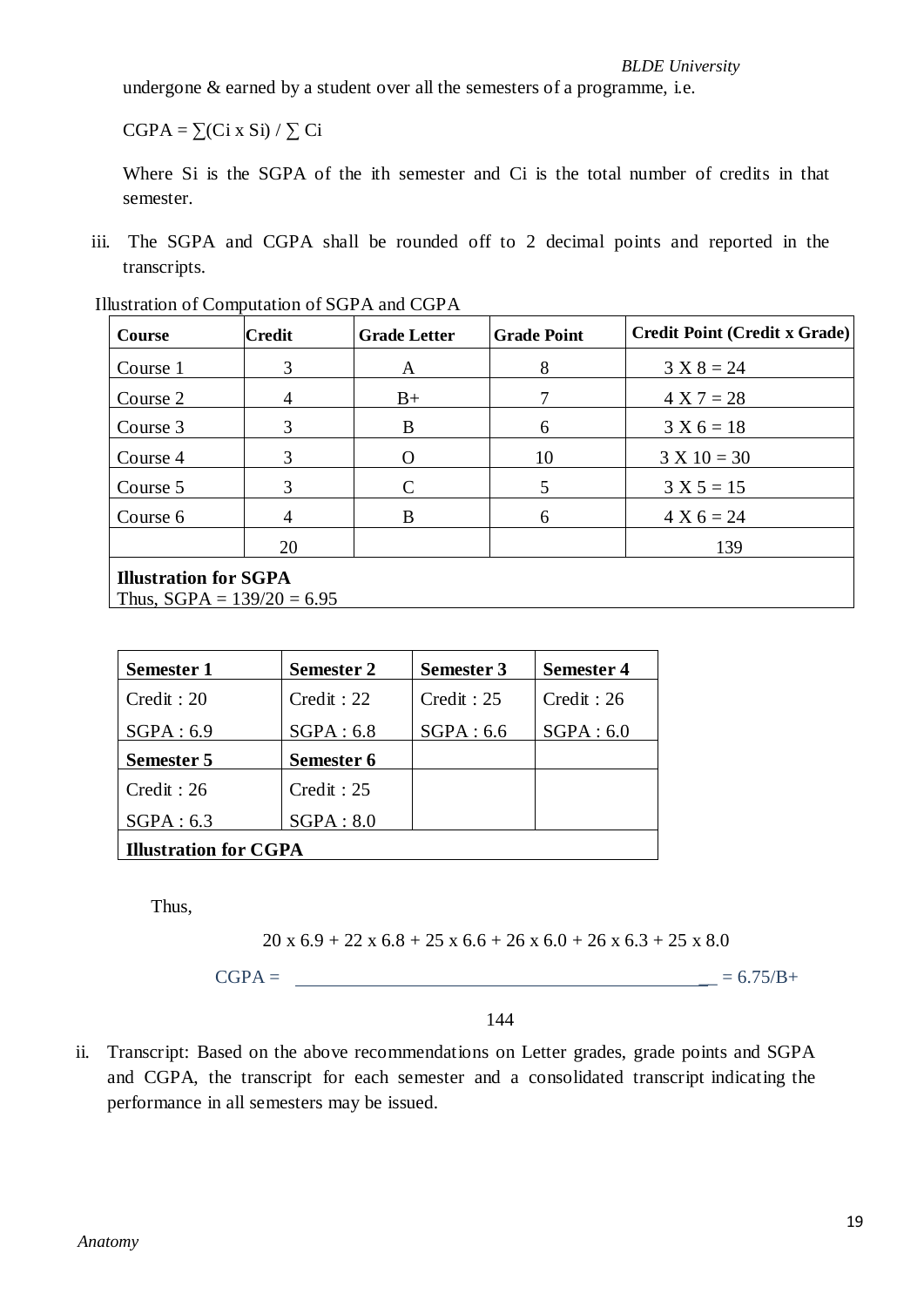undergone & earned by a student over all the semesters of a programme, i.e.

$CGPA = \sum(C_i \times S_i) / \sum C_i$

Where $S_i$ is the SGPA of the ith semester and $C_i$ is the total number of credits in that semester.

iii. The SGPA and CGPA shall be rounded off to 2 decimal points and reported in the transcripts.

Illustration of Computation of SGPA and CGPA

| Course | Credit | Grade Letter | Grade Point | Credit Point (Credit x Grade) |
|---|---|---|---|---|
| Course 1 | 3 | A | 8 | 3 X 8 = 24 |
| Course 2 | 4 | B+ | 7 | 4 X 7 = 28 |
| Course 3 | 3 | B | 6 | 3 X 6 = 18 |
| Course 4 | 3 | O | 10 | 3 X 10 = 30 |
| Course 5 | 3 | C | 5 | 3 X 5 = 15 |
| Course 6 | 4 | B | 6 | 4 X 6 = 24 |
| | 20 | | | 139 |
| **Illustration for SGPA**<br>Thus, SGPA = 139/20 = 6.95 | | | | |

| Semester 1 | Semester 2 | Semester 3 | Semester 4 |
|---|---|---|---|
| Credit : 20<br>SGPA : 6.9 | Credit : 22<br>SGPA : 6.8 | Credit : 25<br>SGPA : 6.6 | Credit : 26<br>SGPA : 6.0 |
| **Semester 5** | **Semester 6** | | |
| Credit : 26<br>SGPA : 6.3 | Credit : 25<br>SGPA : 8.0 | | |
| **Illustration for CGPA** | | | |

Thus,

$$CGPA = \frac{20 \times 6.9 + 22 \times 6.8 + 25 \times 6.6 + 26 \times 6.0 + 26 \times 6.3 + 25 \times 8.0}{144} = 6.75/B+$$

ii. Transcript: Based on the above recommendations on Letter grades, grade points and SGPA and CGPA, the transcript for each semester and a consolidated transcript indicating the performance in all semesters may be issued.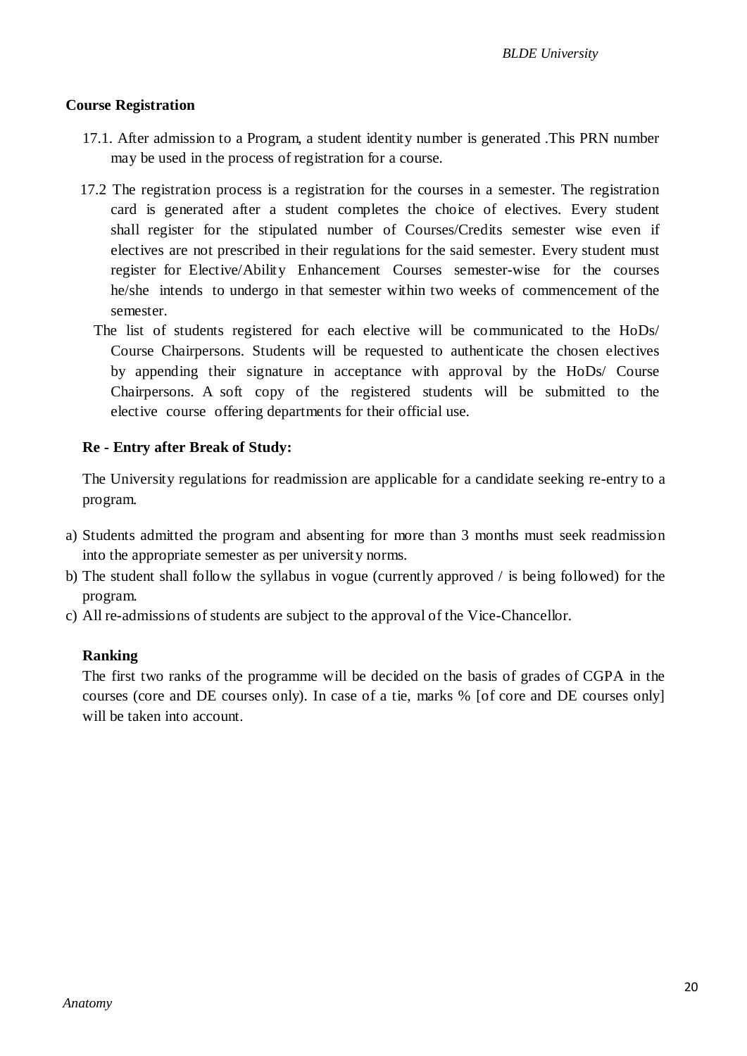**Course Registration**

17.1. After admission to a Program, a student identity number is generated .This PRN number may be used in the process of registration for a course.

17.2 The registration process is a registration for the courses in a semester. The registration card is generated after a student completes the choice of electives. Every student shall register for the stipulated number of Courses/Credits semester wise even if electives are not prescribed in their regulations for the said semester. Every student must register for Elective/Ability Enhancement Courses semester-wise for the courses he/she intends to undergo in that semester within two weeks of commencement of the semester.

The list of students registered for each elective will be communicated to the HoDs/ Course Chairpersons. Students will be requested to authenticate the chosen electives by appending their signature in acceptance with approval by the HoDs/ Course Chairpersons. A soft copy of the registered students will be submitted to the elective course offering departments for their official use.

**Re - Entry after Break of Study:**

The University regulations for readmission are applicable for a candidate seeking re-entry to a program.

a) Students admitted the program and absenting for more than 3 months must seek readmission into the appropriate semester as per university norms.
b) The student shall follow the syllabus in vogue (currently approved / is being followed) for the program.
c) All re-admissions of students are subject to the approval of the Vice-Chancellor.

**Ranking**

The first two ranks of the programme will be decided on the basis of grades of CGPA in the courses (core and DE courses only). In case of a tie, marks % [of core and DE courses only] will be taken into account.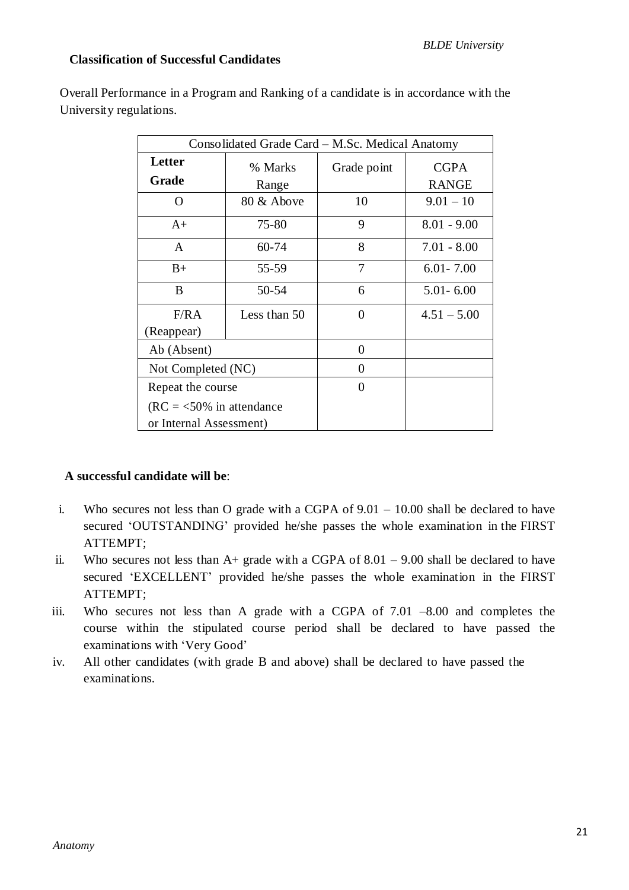**Classification of Successful Candidates**

Overall Performance in a Program and Ranking of a candidate is in accordance with the University regulations.

| Consolidated Grade Card – M.Sc. Medical Anatomy | | | |
|---|---|---|---|
| **Letter Grade** | % Marks Range | Grade point | CGPA RANGE |
| O | 80 & Above | 10 | 9.01 – 10 |
| A+ | 75-80 | 9 | 8.01 - 9.00 |
| A | 60-74 | 8 | 7.01 - 8.00 |
| B+ | 55-59 | 7 | 6.01- 7.00 |
| B | 50-54 | 6 | 5.01- 6.00 |
| F/RA (Reappear) | Less than 50 | 0 | 4.51 – 5.00 |
| Ab (Absent) | | 0 | |
| Not Completed (NC) | | 0 | |
| Repeat the course (RC = <50% in attendance or Internal Assessment) | | 0 | |

**A successful candidate will be**:

i. Who secures not less than O grade with a CGPA of 9.01 – 10.00 shall be declared to have secured 'OUTSTANDING' provided he/she passes the whole examination in the FIRST ATTEMPT;

ii. Who secures not less than A+ grade with a CGPA of 8.01 – 9.00 shall be declared to have secured 'EXCELLENT' provided he/she passes the whole examination in the FIRST ATTEMPT;

iii. Who secures not less than A grade with a CGPA of 7.01 –8.00 and completes the course within the stipulated course period shall be declared to have passed the examinations with 'Very Good'

iv. All other candidates (with grade B and above) shall be declared to have passed the examinations.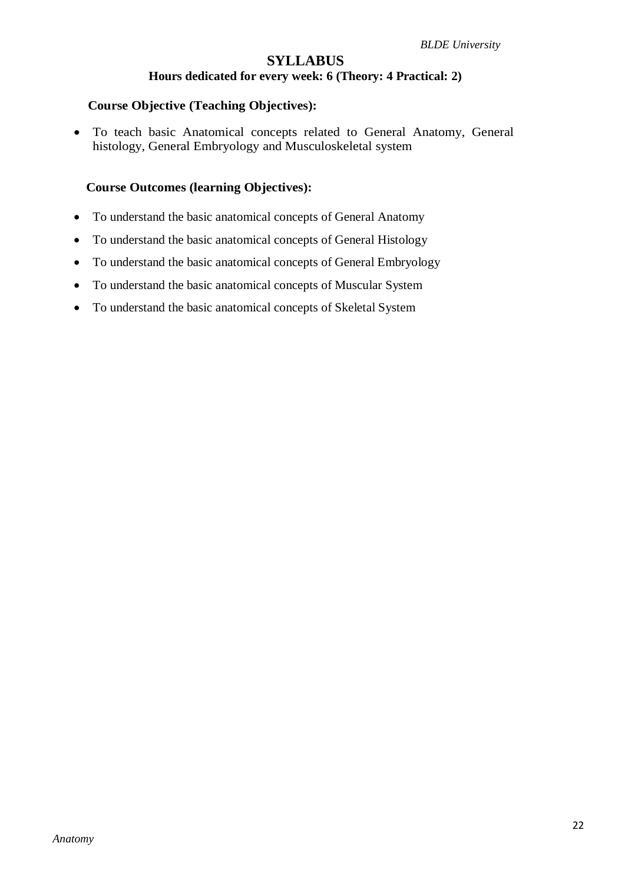# SYLLABUS

### Hours dedicated for every week: 6 (Theory: 4 Practical: 2)

**Course Objective (Teaching Objectives):**

- To teach basic Anatomical concepts related to General Anatomy, General histology, General Embryology and Musculoskeletal system

**Course Outcomes (learning Objectives):**

- To understand the basic anatomical concepts of General Anatomy
- To understand the basic anatomical concepts of General Histology
- To understand the basic anatomical concepts of General Embryology
- To understand the basic anatomical concepts of Muscular System
- To understand the basic anatomical concepts of Skeletal System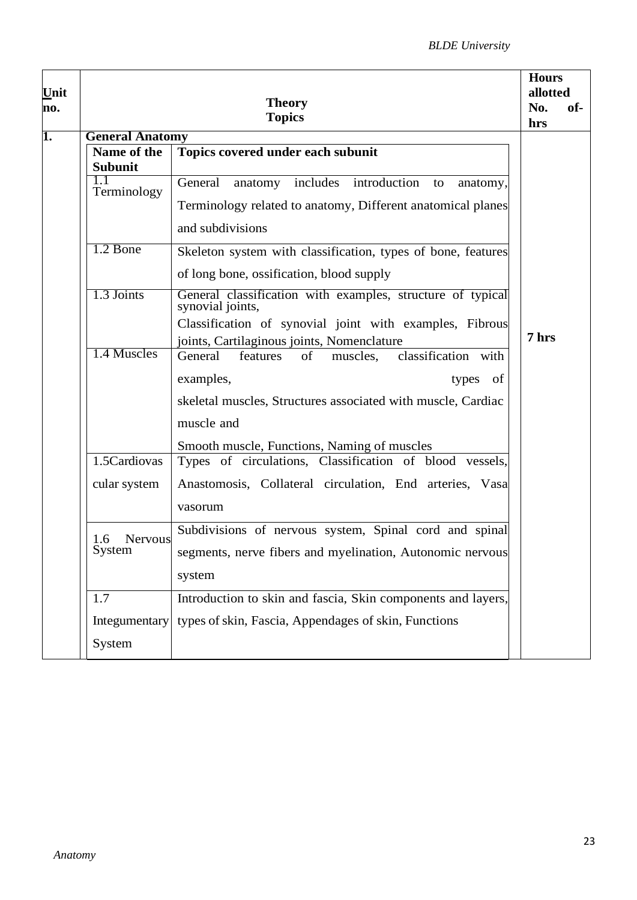| Unit no. | Theory Topics | | Hours allotted No. of-hrs |
|---|---|---|---|
| 1. | **General Anatomy** | | 7 hrs |
| | **Name of the Subunit** | **Topics covered under each subunit** | |
| | 1.1 Terminology | General anatomy includes introduction to anatomy, Terminology related to anatomy, Different anatomical planes and subdivisions | |
| | 1.2 Bone | Skeleton system with classification, types of bone, features of long bone, ossification, blood supply | |
| | 1.3 Joints | General classification with examples, structure of typical synovial joints, Classification of synovial joint with examples, Fibrous joints, Cartilaginous joints, Nomenclature | |
| | 1.4 Muscles | General features of muscles, classification with examples, types of skeletal muscles, Structures associated with muscle, Cardiac muscle and Smooth muscle, Functions, Naming of muscles | |
| | 1.5Cardiovascular system | Types of circulations, Classification of blood vessels, Anastomosis, Collateral circulation, End arteries, Vasa vasorum | |
| | 1.6 Nervous System | Subdivisions of nervous system, Spinal cord and spinal segments, nerve fibers and myelination, Autonomic nervous system | |
| | 1.7 Integumentary System | Introduction to skin and fascia, Skin components and layers, types of skin, Fascia, Appendages of skin, Functions | |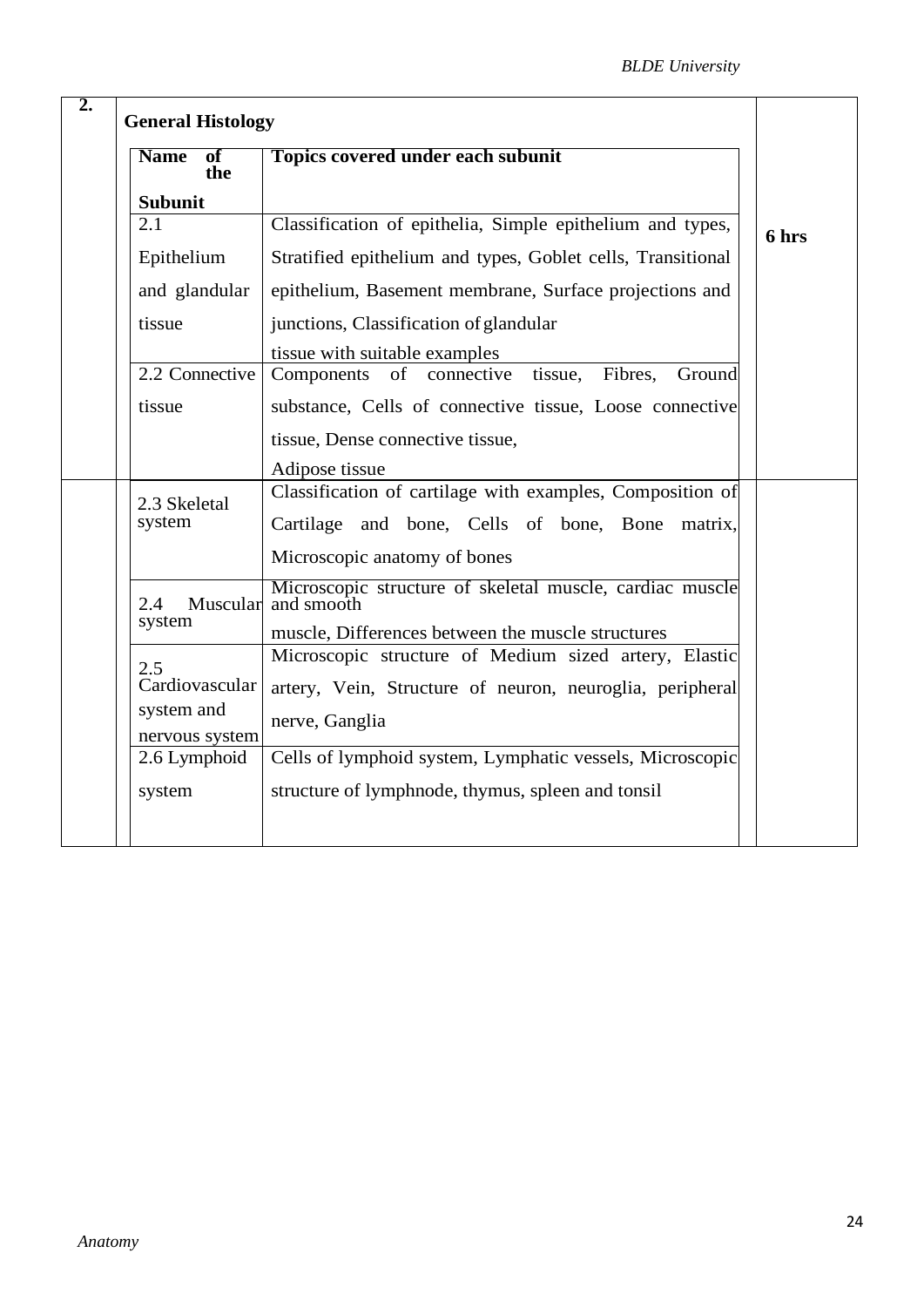| | General Histology | | |
|---|---|---|---|
| 2. | **Name of the Subunit** | **Topics covered under each subunit** | |
| | 2.1 Epithelium and glandular tissue | Classification of epithelia, Simple epithelium and types, Stratified epithelium and types, Goblet cells, Transitional epithelium, Basement membrane, Surface projections and junctions, Classification of glandular tissue with suitable examples | 6 hrs |
| | 2.2 Connective tissue | Components of connective tissue, Fibres, Ground substance, Cells of connective tissue, Loose connective tissue, Dense connective tissue, Adipose tissue | |
| | 2.3 Skeletal system | Classification of cartilage with examples, Composition of Cartilage and bone, Cells of bone, Bone matrix, Microscopic anatomy of bones | |
| | 2.4 Muscular system | Microscopic structure of skeletal muscle, cardiac muscle and smooth muscle, Differences between the muscle structures | |
| | 2.5 Cardiovascular system and nervous system | Microscopic structure of Medium sized artery, Elastic artery, Vein, Structure of neuron, neuroglia, peripheral nerve, Ganglia | |
| | 2.6 Lymphoid system | Cells of lymphoid system, Lymphatic vessels, Microscopic structure of lymphnode, thymus, spleen and tonsil | |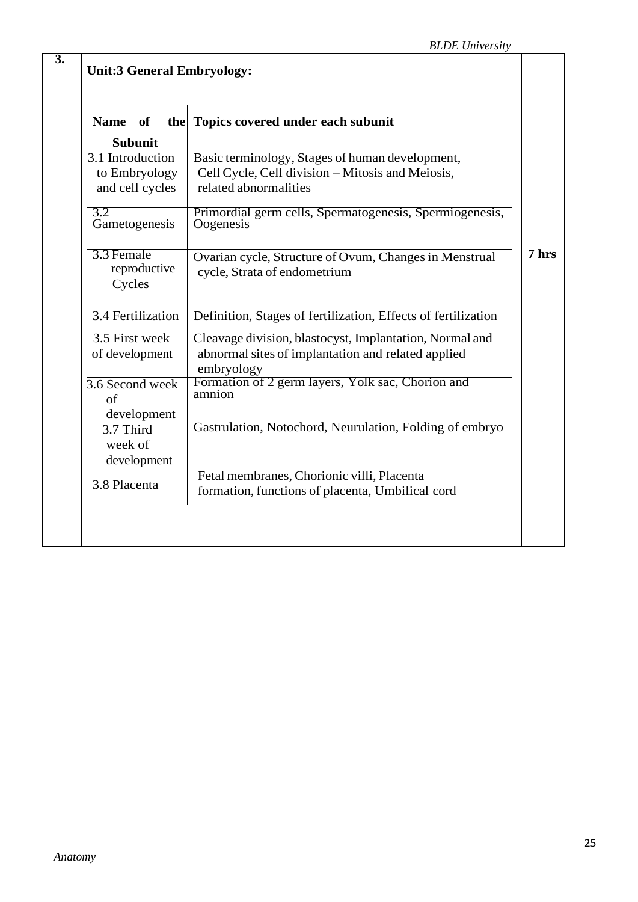3.

**Unit:3 General Embryology:**

| Name of the Subunit | Topics covered under each subunit |
|---|---|
| 3.1 Introduction to Embryology and cell cycles | Basic terminology, Stages of human development, Cell Cycle, Cell division – Mitosis and Meiosis, related abnormalities |
| 3.2 Gametogenesis | Primordial germ cells, Spermatogenesis, Spermiogenesis, Oogenesis |
| 3.3 Female reproductive Cycles | Ovarian cycle, Structure of Ovum, Changes in Menstrual cycle, Strata of endometrium |
| 3.4 Fertilization | Definition, Stages of fertilization, Effects of fertilization |
| 3.5 First week of development | Cleavage division, blastocyst, Implantation, Normal and abnormal sites of implantation and related applied embryology |
| 3.6 Second week of development | Formation of 2 germ layers, Yolk sac, Chorion and amnion |
| 3.7 Third week of development | Gastrulation, Notochord, Neurulation, Folding of embryo |
| 3.8 Placenta | Fetal membranes, Chorionic villi, Placenta formation, functions of placenta, Umbilical cord |

7 hrs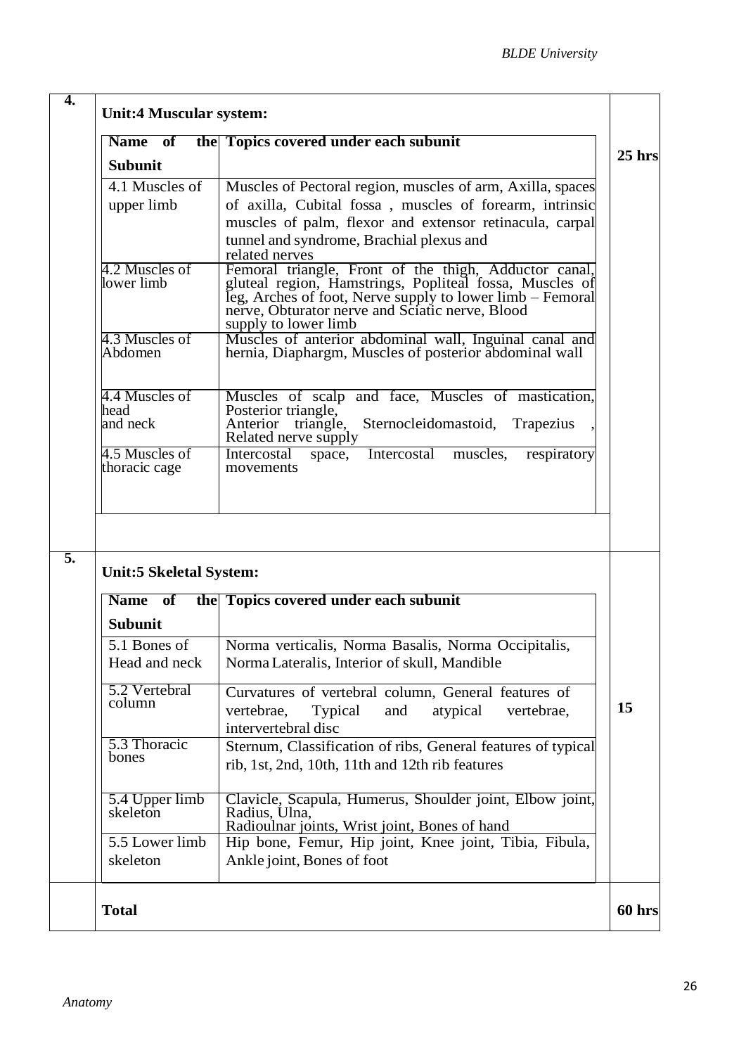| 4. | **Unit:4 Muscular system:** | **25 hrs** |
|---|---|---|

| Name of the Subunit | Topics covered under each subunit |
|---|---|
| 4.1 Muscles of upper limb | Muscles of Pectoral region, muscles of arm, Axilla, spaces of axilla, Cubital fossa , muscles of forearm, intrinsic muscles of palm, flexor and extensor retinacula, carpal tunnel and syndrome, Brachial plexus and related nerves |
| 4.2 Muscles of lower limb | Femoral triangle, Front of the thigh, Adductor canal, gluteal region, Hamstrings, Popliteal fossa, Muscles of leg, Arches of foot, Nerve supply to lower limb – Femoral nerve, Obturator nerve and Sciatic nerve, Blood supply to lower limb |
| 4.3 Muscles of Abdomen | Muscles of anterior abdominal wall, Inguinal canal and hernia, Diaphargm, Muscles of posterior abdominal wall |
| 4.4 Muscles of head and neck | Muscles of scalp and face, Muscles of mastication, Posterior triangle, Anterior triangle, Sternocleidomastoid, Trapezius , Related nerve supply |
| 4.5 Muscles of thoracic cage | Intercostal space, Intercostal muscles, respiratory movements |

| 5. | **Unit:5 Skeletal System:** | **15** |
|---|---|---|

| Name of the Subunit | Topics covered under each subunit |
|---|---|
| 5.1 Bones of Head and neck | Norma verticalis, Norma Basalis, Norma Occipitalis, Norma Lateralis, Interior of skull, Mandible |
| 5.2 Vertebral column | Curvatures of vertebral column, General features of vertebrae, Typical and atypical vertebrae, intervertebral disc |
| 5.3 Thoracic bones | Sternum, Classification of ribs, General features of typical rib, 1st, 2nd, 10th, 11th and 12th rib features |
| 5.4 Upper limb skeleton | Clavicle, Scapula, Humerus, Shoulder joint, Elbow joint, Radius, Ulna, Radioulnar joints, Wrist joint, Bones of hand |
| 5.5 Lower limb skeleton | Hip bone, Femur, Hip joint, Knee joint, Tibia, Fibula, Ankle joint, Bones of foot |

| | **Total** | **60 hrs** |
|---|---|---|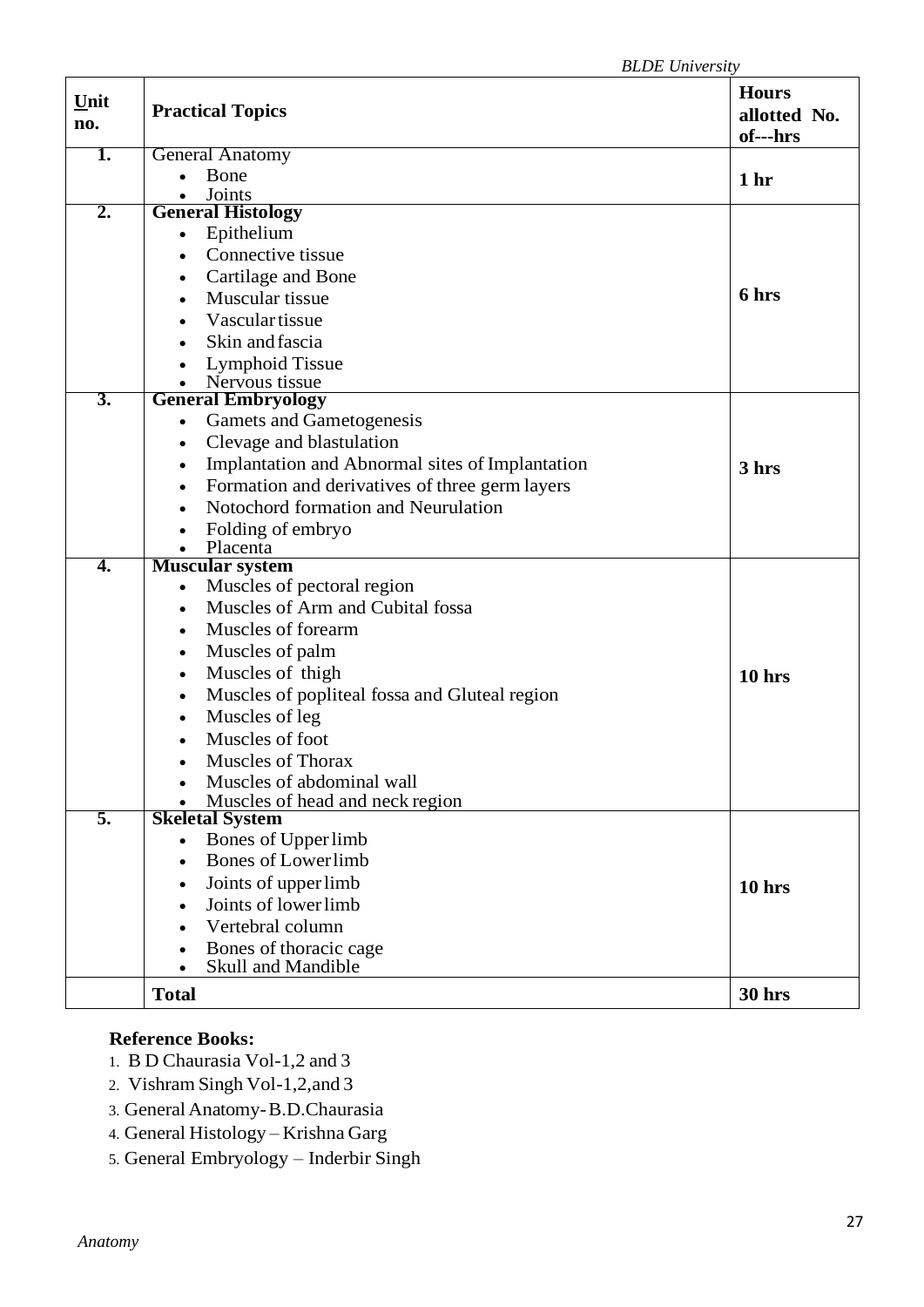| Unit no. | Practical Topics | Hours allotted No. of---hrs |
|---|---|---|
| 1. | General Anatomy<br>• Bone<br>• Joints | 1 hr |
| 2. | **General Histology**<br>• Epithelium<br>• Connective tissue<br>• Cartilage and Bone<br>• Muscular tissue<br>• Vascular tissue<br>• Skin and fascia<br>• Lymphoid Tissue<br>• Nervous tissue | 6 hrs |
| 3. | **General Embryology**<br>• Gamets and Gametogenesis<br>• Clevage and blastulation<br>• Implantation and Abnormal sites of Implantation<br>• Formation and derivatives of three germ layers<br>• Notochord formation and Neurulation<br>• Folding of embryo<br>• Placenta | 3 hrs |
| 4. | **Muscular system**<br>• Muscles of pectoral region<br>• Muscles of Arm and Cubital fossa<br>• Muscles of forearm<br>• Muscles of palm<br>• Muscles of thigh<br>• Muscles of popliteal fossa and Gluteal region<br>• Muscles of leg<br>• Muscles of foot<br>• Muscles of Thorax<br>• Muscles of abdominal wall<br>• Muscles of head and neck region | 10 hrs |
| 5. | **Skeletal System**<br>• Bones of Upper limb<br>• Bones of Lower limb<br>• Joints of upper limb<br>• Joints of lower limb<br>• Vertebral column<br>• Bones of thoracic cage<br>• Skull and Mandible | 10 hrs |
| | **Total** | **30 hrs** |

**Reference Books:**

1. B D Chaurasia Vol-1,2 and 3
2. Vishram Singh Vol-1,2,and 3
3. General Anatomy- B.D.Chaurasia
4. General Histology – Krishna Garg
5. General Embryology – Inderbir Singh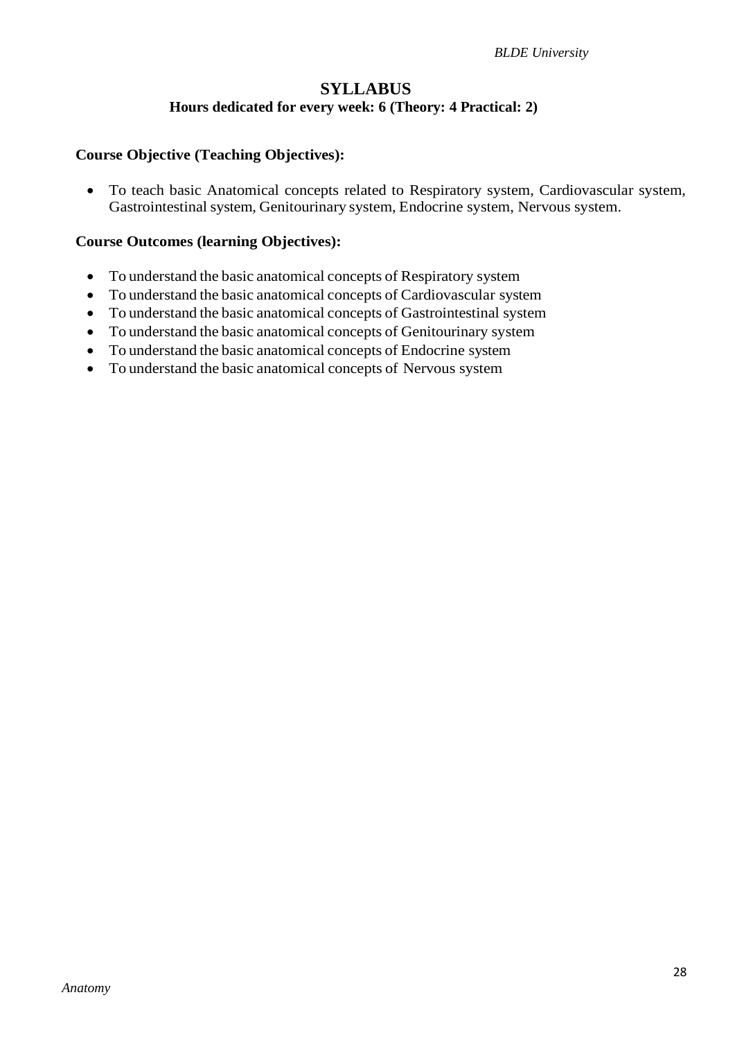# SYLLABUS

**Hours dedicated for every week: 6 (Theory: 4 Practical: 2)**

**Course Objective (Teaching Objectives):**

- To teach basic Anatomical concepts related to Respiratory system, Cardiovascular system, Gastrointestinal system, Genitourinary system, Endocrine system, Nervous system.

**Course Outcomes (learning Objectives):**

- To understand the basic anatomical concepts of Respiratory system
- To understand the basic anatomical concepts of Cardiovascular system
- To understand the basic anatomical concepts of Gastrointestinal system
- To understand the basic anatomical concepts of Genitourinary system
- To understand the basic anatomical concepts of Endocrine system
- To understand the basic anatomical concepts of Nervous system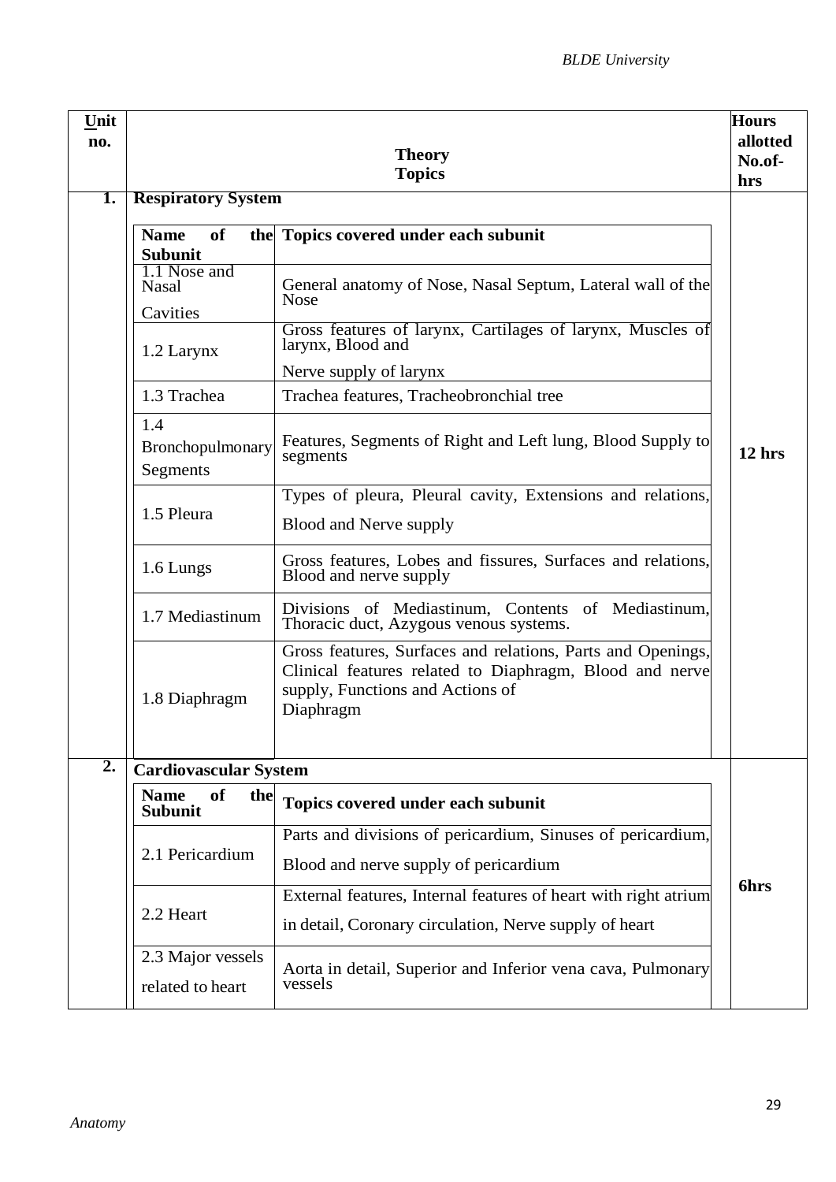| Unit no. | Theory Topics | | Hours allotted No.of-hrs |
|---|---|---|---|
| 1. | **Respiratory System** | | 12 hrs |
| | **Name of the Subunit** | **Topics covered under each subunit** | |
| | 1.1 Nose and Nasal Cavities | General anatomy of Nose, Nasal Septum, Lateral wall of the Nose | |
| | 1.2 Larynx | Gross features of larynx, Cartilages of larynx, Muscles of larynx, Blood and Nerve supply of larynx | |
| | 1.3 Trachea | Trachea features, Tracheobronchial tree | |
| | 1.4 Bronchopulmonary Segments | Features, Segments of Right and Left lung, Blood Supply to segments | |
| | 1.5 Pleura | Types of pleura, Pleural cavity, Extensions and relations, Blood and Nerve supply | |
| | 1.6 Lungs | Gross features, Lobes and fissures, Surfaces and relations, Blood and nerve supply | |
| | 1.7 Mediastinum | Divisions of Mediastinum, Contents of Mediastinum, Thoracic duct, Azygous venous systems. | |
| | 1.8 Diaphragm | Gross features, Surfaces and relations, Parts and Openings, Clinical features related to Diaphragm, Blood and nerve supply, Functions and Actions of Diaphragm | |
| 2. | **Cardiovascular System** | | 6hrs |
| | **Name of the Subunit** | **Topics covered under each subunit** | |
| | 2.1 Pericardium | Parts and divisions of pericardium, Sinuses of pericardium, Blood and nerve supply of pericardium | |
| | 2.2 Heart | External features, Internal features of heart with right atrium in detail, Coronary circulation, Nerve supply of heart | |
| | 2.3 Major vessels related to heart | Aorta in detail, Superior and Inferior vena cava, Pulmonary vessels | |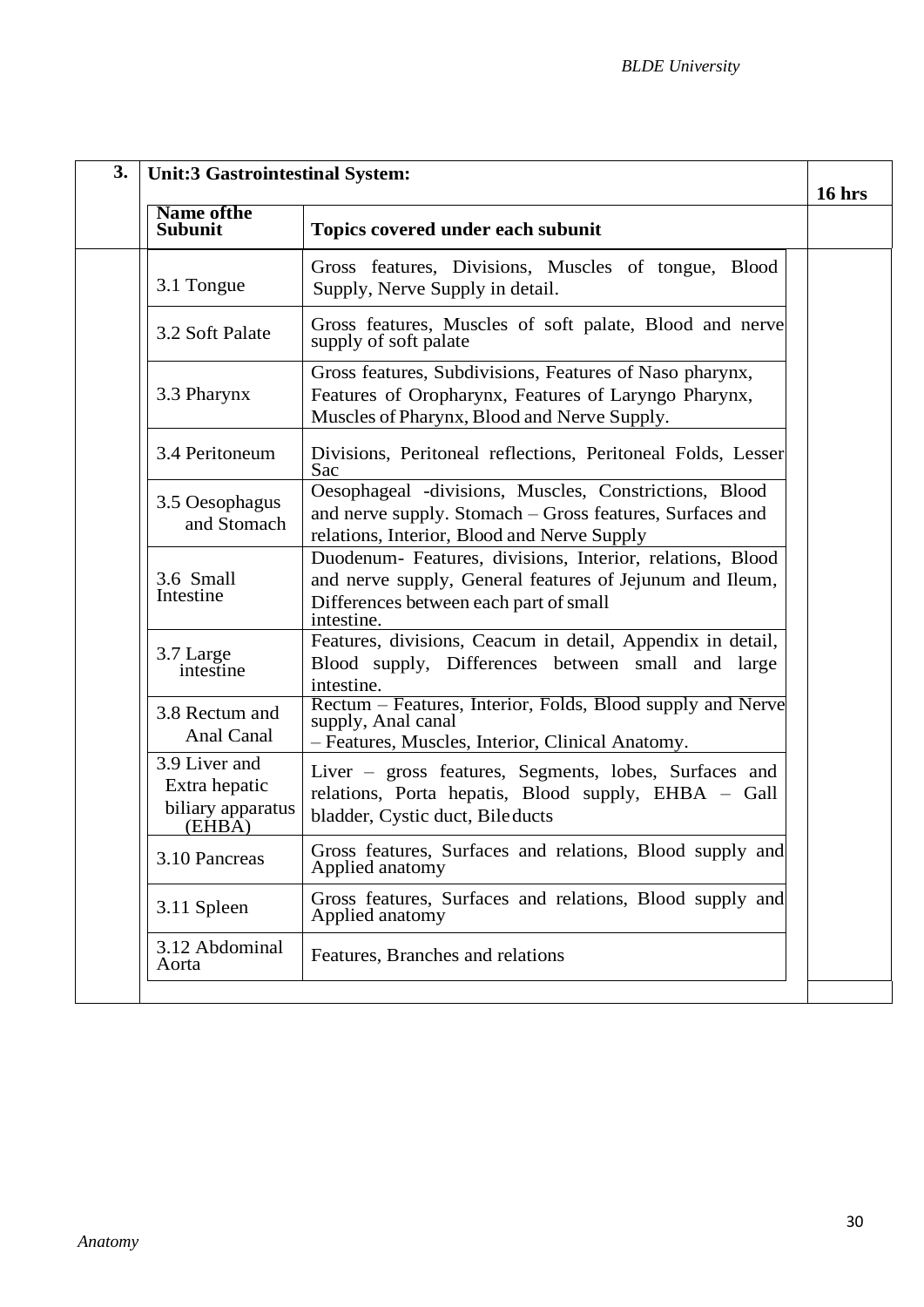| 3. | Unit:3 Gastrointestinal System: | | 16 hrs |
|---|---|---|---|
| | **Name ofthe Subunit** | **Topics covered under each subunit** | |
| | 3.1 Tongue | Gross features, Divisions, Muscles of tongue, Blood Supply, Nerve Supply in detail. | |
| | 3.2 Soft Palate | Gross features, Muscles of soft palate, Blood and nerve supply of soft palate | |
| | 3.3 Pharynx | Gross features, Subdivisions, Features of Naso pharynx, Features of Oropharynx, Features of Laryngo Pharynx, Muscles of Pharynx, Blood and Nerve Supply. | |
| | 3.4 Peritoneum | Divisions, Peritoneal reflections, Peritoneal Folds, Lesser Sac | |
| | 3.5 Oesophagus and Stomach | Oesophageal -divisions, Muscles, Constrictions, Blood and nerve supply. Stomach – Gross features, Surfaces and relations, Interior, Blood and Nerve Supply | |
| | 3.6 Small Intestine | Duodenum- Features, divisions, Interior, relations, Blood and nerve supply, General features of Jejunum and Ileum, Differences between each part of small intestine. | |
| | 3.7 Large intestine | Features, divisions, Ceacum in detail, Appendix in detail, Blood supply, Differences between small and large intestine. | |
| | 3.8 Rectum and Anal Canal | Rectum – Features, Interior, Folds, Blood supply and Nerve supply, Anal canal – Features, Muscles, Interior, Clinical Anatomy. | |
| | 3.9 Liver and Extra hepatic biliary apparatus (EHBA) | Liver – gross features, Segments, lobes, Surfaces and relations, Porta hepatis, Blood supply, EHBA – Gall bladder, Cystic duct, Bile ducts | |
| | 3.10 Pancreas | Gross features, Surfaces and relations, Blood supply and Applied anatomy | |
| | 3.11 Spleen | Gross features, Surfaces and relations, Blood supply and Applied anatomy | |
| | 3.12 Abdominal Aorta | Features, Branches and relations | |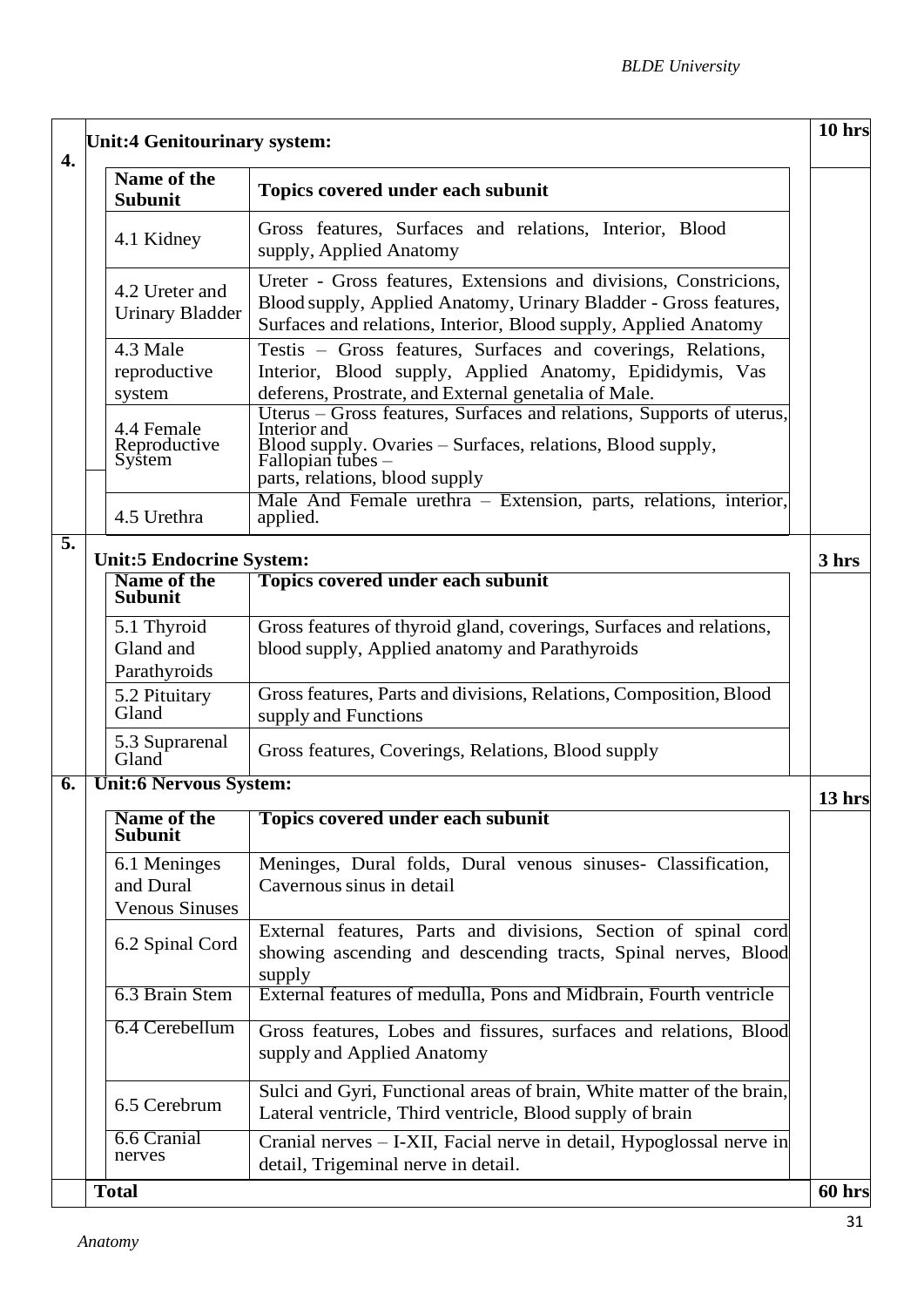| 4. | **Unit:4 Genitourinary system:** | | **10 hrs** |
|---|---|---|---|
| | **Name of the Subunit** | **Topics covered under each subunit** | |
| | 4.1 Kidney | Gross features, Surfaces and relations, Interior, Blood supply, Applied Anatomy | |
| | 4.2 Ureter and Urinary Bladder | Ureter - Gross features, Extensions and divisions, Constricions, Blood supply, Applied Anatomy, Urinary Bladder - Gross features, Surfaces and relations, Interior, Blood supply, Applied Anatomy | |
| | 4.3 Male reproductive system | Testis – Gross features, Surfaces and coverings, Relations, Interior, Blood supply, Applied Anatomy, Epididymis, Vas deferens, Prostrate, and External genetalia of Male. | |
| | 4.4 Female Reproductive System | Uterus – Gross features, Surfaces and relations, Supports of uterus, Interior and Blood supply. Ovaries – Surfaces, relations, Blood supply, Fallopian tubes – parts, relations, blood supply | |
| | 4.5 Urethra | Male And Female urethra – Extension, parts, relations, interior, applied. | |
| 5. | **Unit:5 Endocrine System:** | | **3 hrs** |
| | **Name of the Subunit** | **Topics covered under each subunit** | |
| | 5.1 Thyroid Gland and Parathyroids | Gross features of thyroid gland, coverings, Surfaces and relations, blood supply, Applied anatomy and Parathyroids | |
| | 5.2 Pituitary Gland | Gross features, Parts and divisions, Relations, Composition, Blood supply and Functions | |
| | 5.3 Suprarenal Gland | Gross features, Coverings, Relations, Blood supply | |
| 6. | **Unit:6 Nervous System:** | | **13 hrs** |
| | **Name of the Subunit** | **Topics covered under each subunit** | |
| | 6.1 Meninges and Dural Venous Sinuses | Meninges, Dural folds, Dural venous sinuses- Classification, Cavernous sinus in detail | |
| | 6.2 Spinal Cord | External features, Parts and divisions, Section of spinal cord showing ascending and descending tracts, Spinal nerves, Blood supply | |
| | 6.3 Brain Stem | External features of medulla, Pons and Midbrain, Fourth ventricle | |
| | 6.4 Cerebellum | Gross features, Lobes and fissures, surfaces and relations, Blood supply and Applied Anatomy | |
| | 6.5 Cerebrum | Sulci and Gyri, Functional areas of brain, White matter of the brain, Lateral ventricle, Third ventricle, Blood supply of brain | |
| | 6.6 Cranial nerves | Cranial nerves – I-XII, Facial nerve in detail, Hypoglossal nerve in detail, Trigeminal nerve in detail. | |
| | **Total** | | **60 hrs** |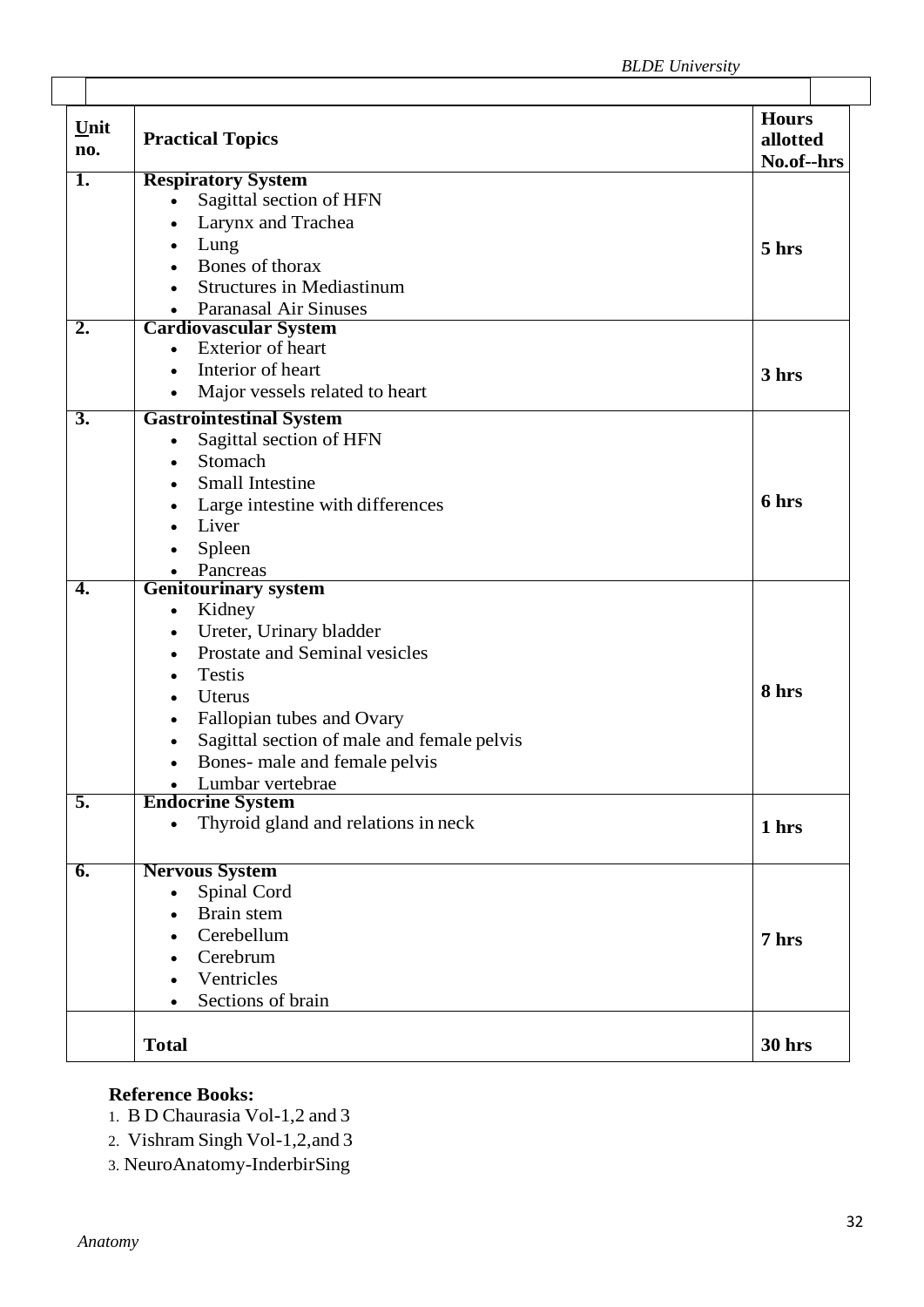| Unit no. | Practical Topics | Hours allotted No.of--hrs |
|---|---|---|
| 1. | **Respiratory System**<br>• Sagittal section of HFN<br>• Larynx and Trachea<br>• Lung<br>• Bones of thorax<br>• Structures in Mediastinum<br>• Paranasal Air Sinuses | 5 hrs |
| 2. | **Cardiovascular System**<br>• Exterior of heart<br>• Interior of heart<br>• Major vessels related to heart | 3 hrs |
| 3. | **Gastrointestinal System**<br>• Sagittal section of HFN<br>• Stomach<br>• Small Intestine<br>• Large intestine with differences<br>• Liver<br>• Spleen<br>• Pancreas | 6 hrs |
| 4. | **Genitourinary system**<br>• Kidney<br>• Ureter, Urinary bladder<br>• Prostate and Seminal vesicles<br>• Testis<br>• Uterus<br>• Fallopian tubes and Ovary<br>• Sagittal section of male and female pelvis<br>• Bones- male and female pelvis<br>• Lumbar vertebrae | 8 hrs |
| 5. | **Endocrine System**<br>• Thyroid gland and relations in neck | 1 hrs |
| 6. | **Nervous System**<br>• Spinal Cord<br>• Brain stem<br>• Cerebellum<br>• Cerebrum<br>• Ventricles<br>• Sections of brain | 7 hrs |
| | **Total** | **30 hrs** |

**Reference Books:**

1. B D Chaurasia Vol-1,2 and 3
2. Vishram Singh Vol-1,2,and 3
3. NeuroAnatomy-InderbirSing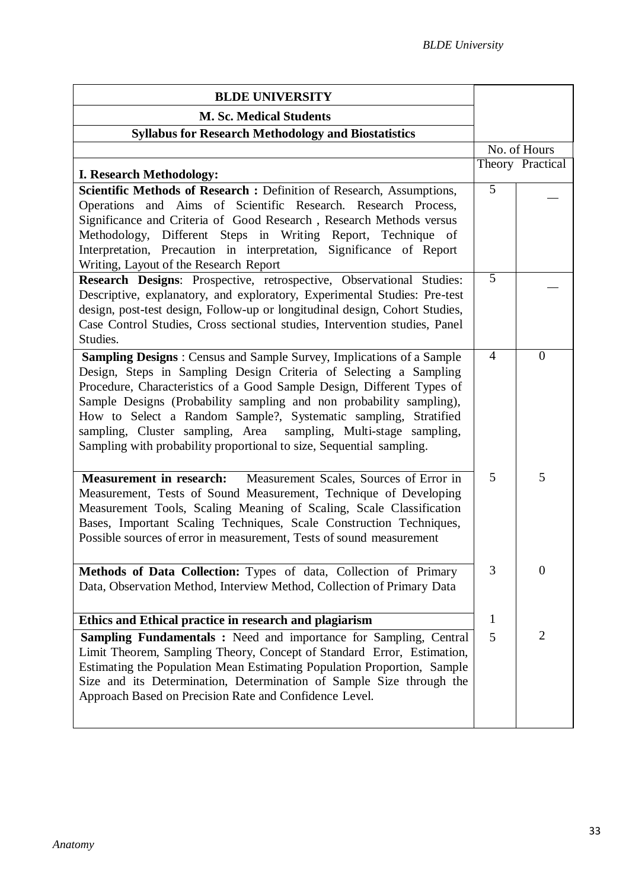| BLDE UNIVERSITY | | |
|---|---|---|
| **M. Sc. Medical Students** | | |
| **Syllabus for Research Methodology and Biostatistics** | | |
| | No. of Hours | |
| **I. Research Methodology:** | Theory | Practical |
| **Scientific Methods of Research :** Definition of Research, Assumptions, Operations and Aims of Scientific Research. Research Process, Significance and Criteria of Good Research , Research Methods versus Methodology, Different Steps in Writing Report, Technique of Interpretation, Precaution in interpretation, Significance of Report Writing, Layout of the Research Report | 5 | — |
| **Research Designs**: Prospective, retrospective, Observational Studies: Descriptive, explanatory, and exploratory, Experimental Studies: Pre-test design, post-test design, Follow-up or longitudinal design, Cohort Studies, Case Control Studies, Cross sectional studies, Intervention studies, Panel Studies. | 5 | — |
| **Sampling Designs** : Census and Sample Survey, Implications of a Sample Design, Steps in Sampling Design Criteria of Selecting a Sampling Procedure, Characteristics of a Good Sample Design, Different Types of Sample Designs (Probability sampling and non probability sampling), How to Select a Random Sample?, Systematic sampling, Stratified sampling, Cluster sampling, Area sampling, Multi-stage sampling, Sampling with probability proportional to size, Sequential sampling. | 4 | 0 |
| **Measurement in research:** Measurement Scales, Sources of Error in Measurement, Tests of Sound Measurement, Technique of Developing Measurement Tools, Scaling Meaning of Scaling, Scale Classification Bases, Important Scaling Techniques, Scale Construction Techniques, Possible sources of error in measurement, Tests of sound measurement | 5 | 5 |
| **Methods of Data Collection:** Types of data, Collection of Primary Data, Observation Method, Interview Method, Collection of Primary Data | 3 | 0 |
| **Ethics and Ethical practice in research and plagiarism** | 1 | |
| **Sampling Fundamentals :** Need and importance for Sampling, Central Limit Theorem, Sampling Theory, Concept of Standard Error, Estimation, Estimating the Population Mean Estimating Population Proportion, Sample Size and its Determination, Determination of Sample Size through the Approach Based on Precision Rate and Confidence Level. | 5 | 2 |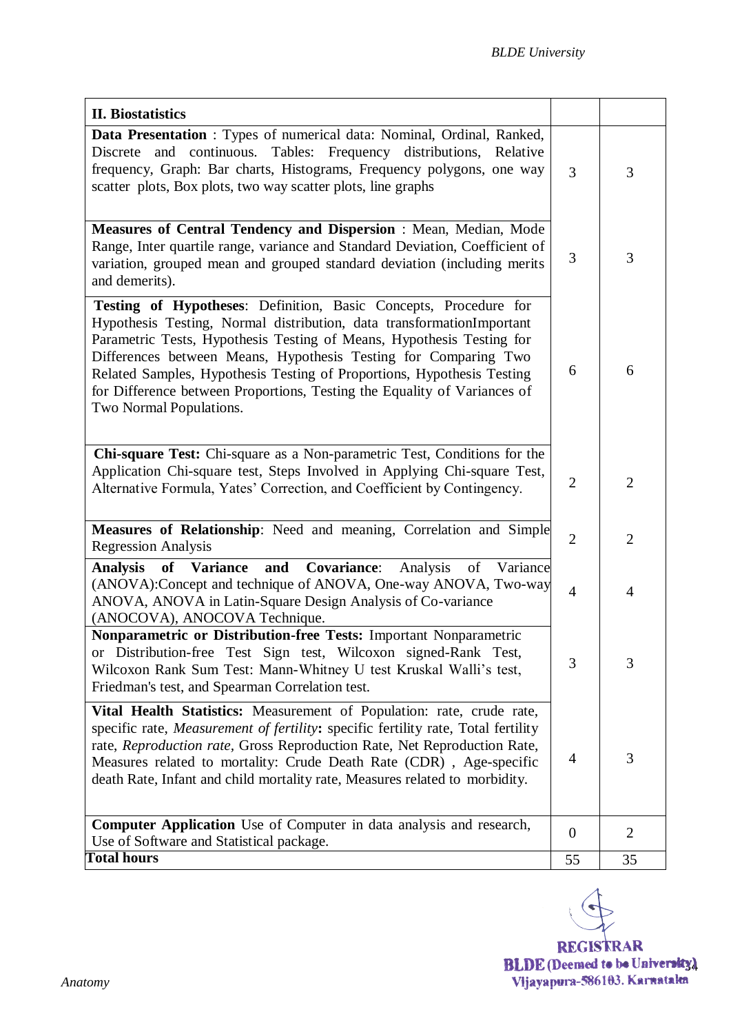| II. Biostatistics | | |
|---|---|---|
| **Data Presentation** : Types of numerical data: Nominal, Ordinal, Ranked, Discrete and continuous. Tables: Frequency distributions, Relative frequency, Graph: Bar charts, Histograms, Frequency polygons, one way scatter plots, Box plots, two way scatter plots, line graphs | 3 | 3 |
| **Measures of Central Tendency and Dispersion** : Mean, Median, Mode Range, Inter quartile range, variance and Standard Deviation, Coefficient of variation, grouped mean and grouped standard deviation (including merits and demerits). | 3 | 3 |
| **Testing of Hypotheses**: Definition, Basic Concepts, Procedure for Hypothesis Testing, Normal distribution, data transformationImportant Parametric Tests, Hypothesis Testing of Means, Hypothesis Testing for Differences between Means, Hypothesis Testing for Comparing Two Related Samples, Hypothesis Testing of Proportions, Hypothesis Testing for Difference between Proportions, Testing the Equality of Variances of Two Normal Populations. | 6 | 6 |
| **Chi-square Test:** Chi-square as a Non-parametric Test, Conditions for the Application Chi-square test, Steps Involved in Applying Chi-square Test, Alternative Formula, Yates' Correction, and Coefficient by Contingency. | 2 | 2 |
| **Measures of Relationship**: Need and meaning, Correlation and Simple Regression Analysis | 2 | 2 |
| **Analysis of Variance and Covariance**: Analysis of Variance (ANOVA):Concept and technique of ANOVA, One-way ANOVA, Two-way ANOVA, ANOVA in Latin-Square Design Analysis of Co-variance (ANOCOVA), ANOCOVA Technique. | 4 | 4 |
| **Nonparametric or Distribution-free Tests:** Important Nonparametric or Distribution-free Test Sign test, Wilcoxon signed-Rank Test, Wilcoxon Rank Sum Test: Mann-Whitney U test Kruskal Walli's test, Friedman's test, and Spearman Correlation test. | 3 | 3 |
| **Vital Health Statistics:** Measurement of Population: rate, crude rate, specific rate, *Measurement of fertility***:** specific fertility rate, Total fertility rate, *Reproduction rate*, Gross Reproduction Rate, Net Reproduction Rate, Measures related to mortality: Crude Death Rate (CDR) , Age-specific death Rate, Infant and child mortality rate, Measures related to morbidity. | 4 | 3 |
| **Computer Application** Use of Computer in data analysis and research, Use of Software and Statistical package. | 0 | 2 |
| **Total hours** | 55 | 35 |

Anatomy